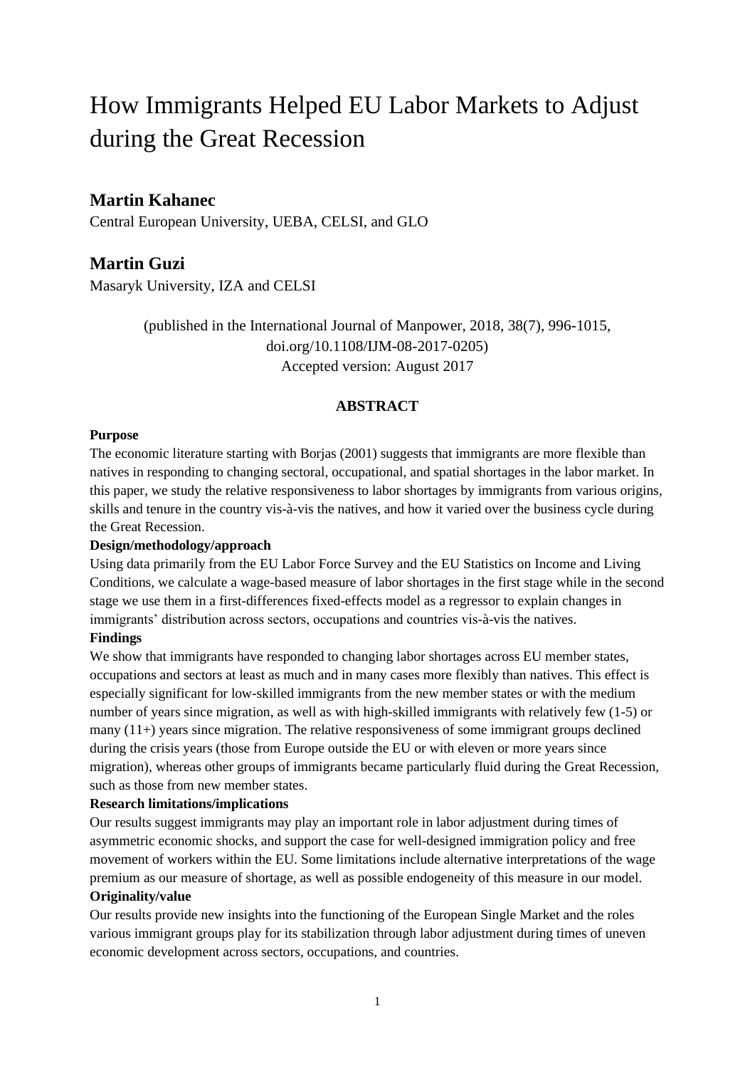# How Immigrants Helped EU Labor Markets to Adjust during the Great Recession

## Martin Kahanec

Central European University, UEBA, CELSI, and GLO

## Martin Guzi

Masaryk University, IZA and CELSI

(published in the International Journal of Manpower, 2018, 38(7), 996-1015, doi.org/10.1108/IJM-08-2017-0205)
Accepted version: August 2017

### ABSTRACT

**Purpose**

The economic literature starting with Borjas (2001) suggests that immigrants are more flexible than natives in responding to changing sectoral, occupational, and spatial shortages in the labor market. In this paper, we study the relative responsiveness to labor shortages by immigrants from various origins, skills and tenure in the country vis-à-vis the natives, and how it varied over the business cycle during the Great Recession.

**Design/methodology/approach**

Using data primarily from the EU Labor Force Survey and the EU Statistics on Income and Living Conditions, we calculate a wage-based measure of labor shortages in the first stage while in the second stage we use them in a first-differences fixed-effects model as a regressor to explain changes in immigrants' distribution across sectors, occupations and countries vis-à-vis the natives.

**Findings**

We show that immigrants have responded to changing labor shortages across EU member states, occupations and sectors at least as much and in many cases more flexibly than natives. This effect is especially significant for low-skilled immigrants from the new member states or with the medium number of years since migration, as well as with high-skilled immigrants with relatively few (1-5) or many (11+) years since migration. The relative responsiveness of some immigrant groups declined during the crisis years (those from Europe outside the EU or with eleven or more years since migration), whereas other groups of immigrants became particularly fluid during the Great Recession, such as those from new member states.

**Research limitations/implications**

Our results suggest immigrants may play an important role in labor adjustment during times of asymmetric economic shocks, and support the case for well-designed immigration policy and free movement of workers within the EU. Some limitations include alternative interpretations of the wage premium as our measure of shortage, as well as possible endogeneity of this measure in our model.

**Originality/value**

Our results provide new insights into the functioning of the European Single Market and the roles various immigrant groups play for its stabilization through labor adjustment during times of uneven economic development across sectors, occupations, and countries.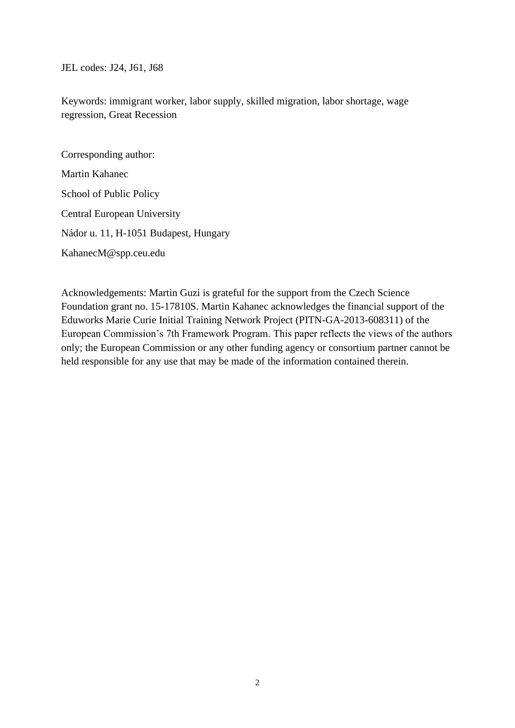JEL codes: J24, J61, J68

Keywords: immigrant worker, labor supply, skilled migration, labor shortage, wage regression, Great Recession

Corresponding author:

Martin Kahanec

School of Public Policy

Central European University

Nádor u. 11, H-1051 Budapest, Hungary

KahanecM@spp.ceu.edu

Acknowledgements: Martin Guzi is grateful for the support from the Czech Science Foundation grant no. 15-17810S. Martin Kahanec acknowledges the financial support of the Eduworks Marie Curie Initial Training Network Project (PITN-GA-2013-608311) of the European Commission's 7th Framework Program. This paper reflects the views of the authors only; the European Commission or any other funding agency or consortium partner cannot be held responsible for any use that may be made of the information contained therein.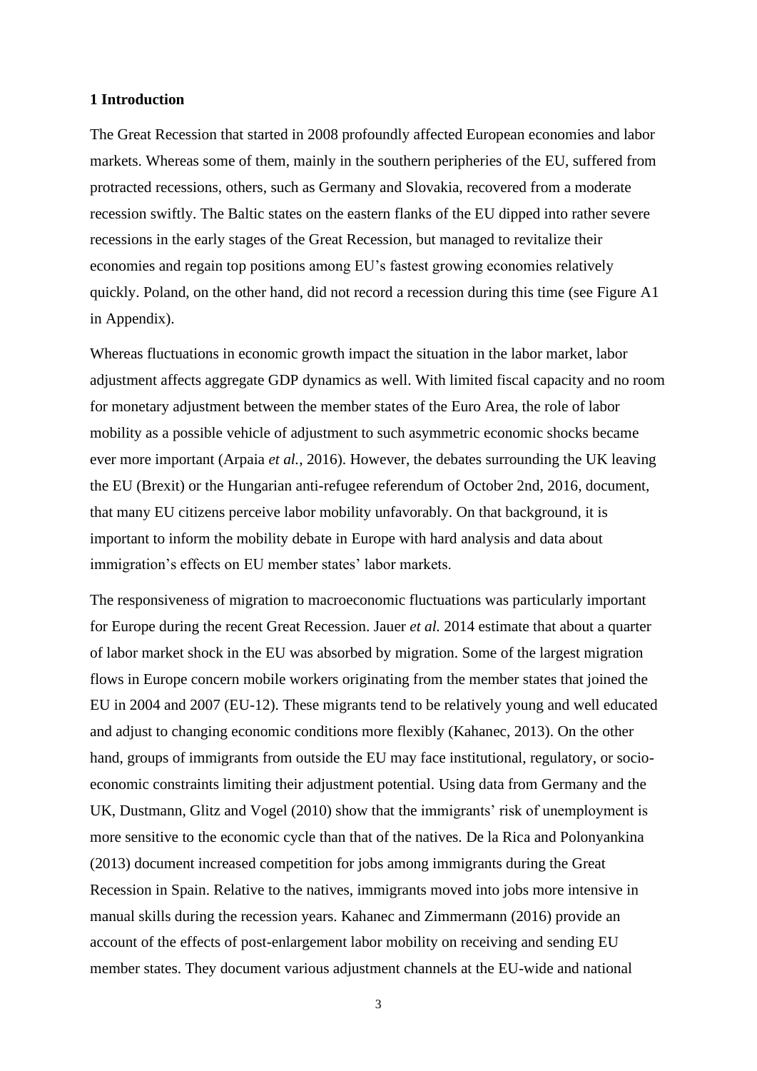## 1 Introduction

The Great Recession that started in 2008 profoundly affected European economies and labor markets. Whereas some of them, mainly in the southern peripheries of the EU, suffered from protracted recessions, others, such as Germany and Slovakia, recovered from a moderate recession swiftly. The Baltic states on the eastern flanks of the EU dipped into rather severe recessions in the early stages of the Great Recession, but managed to revitalize their economies and regain top positions among EU's fastest growing economies relatively quickly. Poland, on the other hand, did not record a recession during this time (see Figure A1 in Appendix).

Whereas fluctuations in economic growth impact the situation in the labor market, labor adjustment affects aggregate GDP dynamics as well. With limited fiscal capacity and no room for monetary adjustment between the member states of the Euro Area, the role of labor mobility as a possible vehicle of adjustment to such asymmetric economic shocks became ever more important (Arpaia *et al.*, 2016). However, the debates surrounding the UK leaving the EU (Brexit) or the Hungarian anti-refugee referendum of October 2nd, 2016, document, that many EU citizens perceive labor mobility unfavorably. On that background, it is important to inform the mobility debate in Europe with hard analysis and data about immigration's effects on EU member states' labor markets.

The responsiveness of migration to macroeconomic fluctuations was particularly important for Europe during the recent Great Recession. Jauer *et al.* 2014 estimate that about a quarter of labor market shock in the EU was absorbed by migration. Some of the largest migration flows in Europe concern mobile workers originating from the member states that joined the EU in 2004 and 2007 (EU-12). These migrants tend to be relatively young and well educated and adjust to changing economic conditions more flexibly (Kahanec, 2013). On the other hand, groups of immigrants from outside the EU may face institutional, regulatory, or socio-economic constraints limiting their adjustment potential. Using data from Germany and the UK, Dustmann, Glitz and Vogel (2010) show that the immigrants' risk of unemployment is more sensitive to the economic cycle than that of the natives. De la Rica and Polonyankina (2013) document increased competition for jobs among immigrants during the Great Recession in Spain. Relative to the natives, immigrants moved into jobs more intensive in manual skills during the recession years. Kahanec and Zimmermann (2016) provide an account of the effects of post-enlargement labor mobility on receiving and sending EU member states. They document various adjustment channels at the EU-wide and national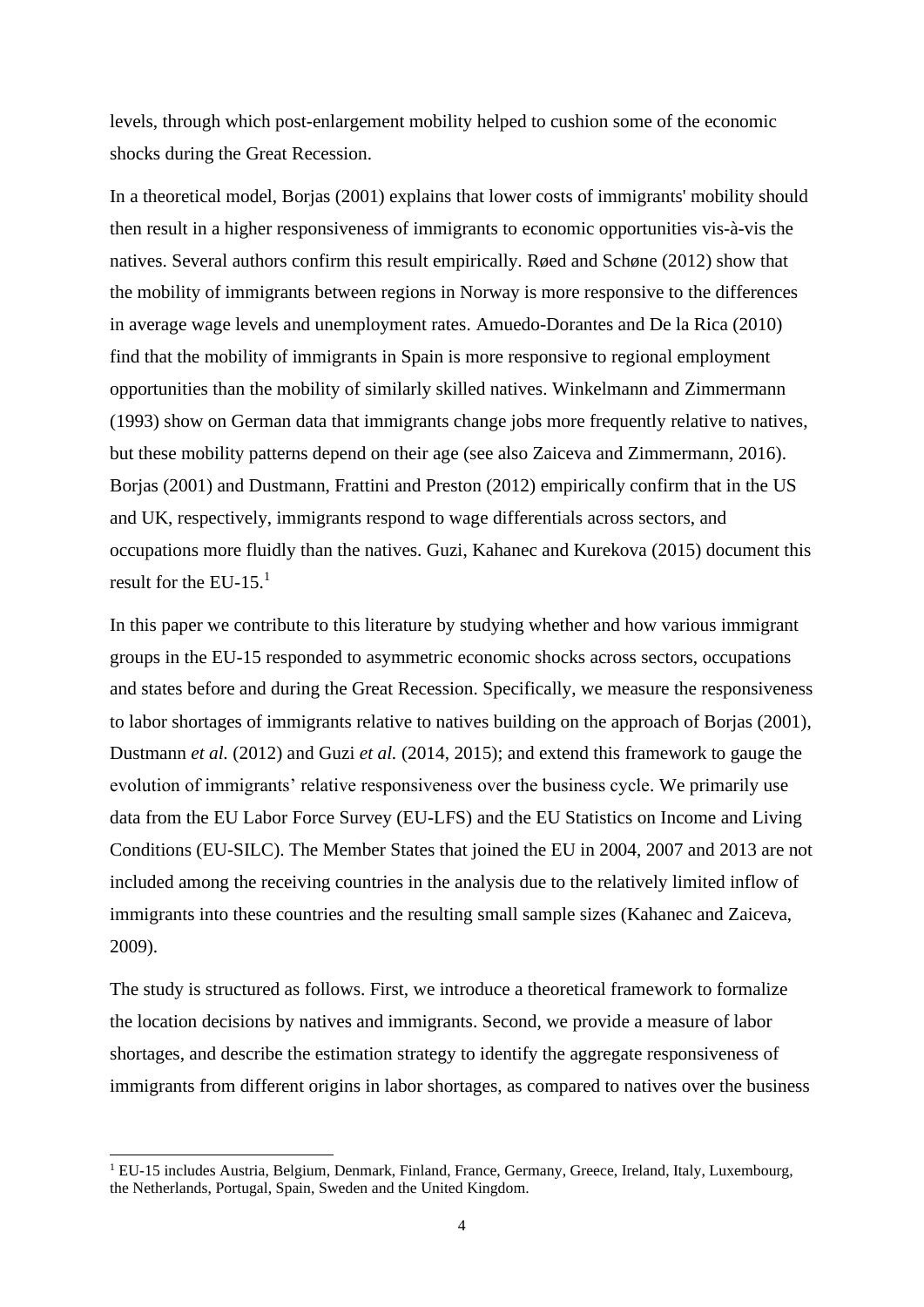levels, through which post-enlargement mobility helped to cushion some of the economic shocks during the Great Recession.

In a theoretical model, Borjas (2001) explains that lower costs of immigrants' mobility should then result in a higher responsiveness of immigrants to economic opportunities vis-à-vis the natives. Several authors confirm this result empirically. Røed and Schøne (2012) show that the mobility of immigrants between regions in Norway is more responsive to the differences in average wage levels and unemployment rates. Amuedo-Dorantes and De la Rica (2010) find that the mobility of immigrants in Spain is more responsive to regional employment opportunities than the mobility of similarly skilled natives. Winkelmann and Zimmermann (1993) show on German data that immigrants change jobs more frequently relative to natives, but these mobility patterns depend on their age (see also Zaiceva and Zimmermann, 2016). Borjas (2001) and Dustmann, Frattini and Preston (2012) empirically confirm that in the US and UK, respectively, immigrants respond to wage differentials across sectors, and occupations more fluidly than the natives. Guzi, Kahanec and Kurekova (2015) document this result for the EU-15.[1]

In this paper we contribute to this literature by studying whether and how various immigrant groups in the EU-15 responded to asymmetric economic shocks across sectors, occupations and states before and during the Great Recession. Specifically, we measure the responsiveness to labor shortages of immigrants relative to natives building on the approach of Borjas (2001), Dustmann *et al.* (2012) and Guzi *et al.* (2014, 2015); and extend this framework to gauge the evolution of immigrants' relative responsiveness over the business cycle. We primarily use data from the EU Labor Force Survey (EU-LFS) and the EU Statistics on Income and Living Conditions (EU-SILC). The Member States that joined the EU in 2004, 2007 and 2013 are not included among the receiving countries in the analysis due to the relatively limited inflow of immigrants into these countries and the resulting small sample sizes (Kahanec and Zaiceva, 2009).

The study is structured as follows. First, we introduce a theoretical framework to formalize the location decisions by natives and immigrants. Second, we provide a measure of labor shortages, and describe the estimation strategy to identify the aggregate responsiveness of immigrants from different origins in labor shortages, as compared to natives over the business

[1] EU-15 includes Austria, Belgium, Denmark, Finland, France, Germany, Greece, Ireland, Italy, Luxembourg, the Netherlands, Portugal, Spain, Sweden and the United Kingdom.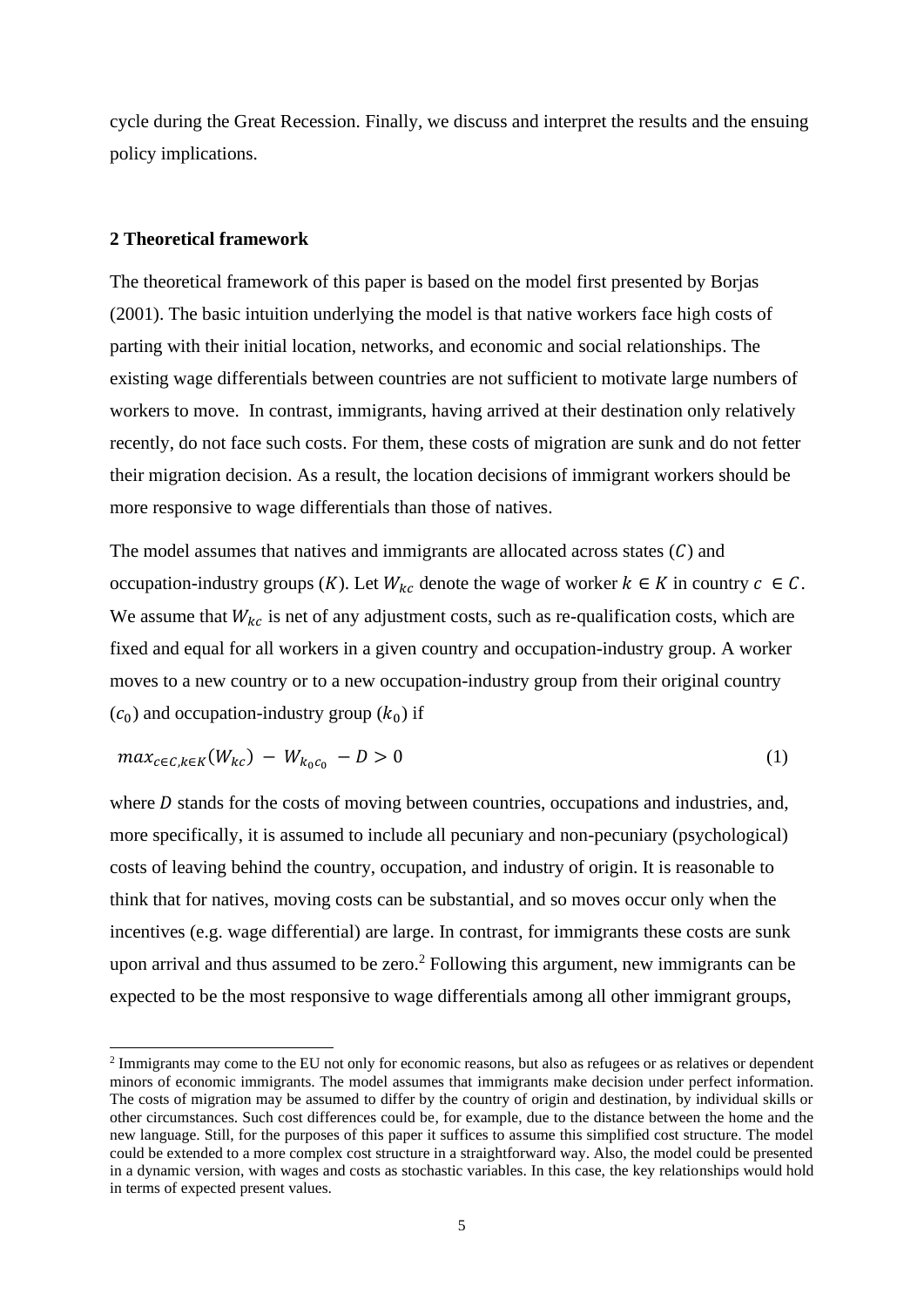cycle during the Great Recession. Finally, we discuss and interpret the results and the ensuing policy implications.

## 2 Theoretical framework

The theoretical framework of this paper is based on the model first presented by Borjas (2001). The basic intuition underlying the model is that native workers face high costs of parting with their initial location, networks, and economic and social relationships. The existing wage differentials between countries are not sufficient to motivate large numbers of workers to move. In contrast, immigrants, having arrived at their destination only relatively recently, do not face such costs. For them, these costs of migration are sunk and do not fetter their migration decision. As a result, the location decisions of immigrant workers should be more responsive to wage differentials than those of natives.

The model assumes that natives and immigrants are allocated across states ($C$) and occupation-industry groups ($K$). Let $W_{kc}$ denote the wage of worker $k \in K$ in country $c \in C$. We assume that $W_{kc}$ is net of any adjustment costs, such as re-qualification costs, which are fixed and equal for all workers in a given country and occupation-industry group. A worker moves to a new country or to a new occupation-industry group from their original country ($c_0$) and occupation-industry group ($k_0$) if

$$max_{c \in C, k \in K}(W_{kc}) - W_{k_0 c_0} - D > 0 \tag{1}$$

where $D$ stands for the costs of moving between countries, occupations and industries, and, more specifically, it is assumed to include all pecuniary and non-pecuniary (psychological) costs of leaving behind the country, occupation, and industry of origin. It is reasonable to think that for natives, moving costs can be substantial, and so moves occur only when the incentives (e.g. wage differential) are large. In contrast, for immigrants these costs are sunk upon arrival and thus assumed to be zero.[2] Following this argument, new immigrants can be expected to be the most responsive to wage differentials among all other immigrant groups,

[2] Immigrants may come to the EU not only for economic reasons, but also as refugees or as relatives or dependent minors of economic immigrants. The model assumes that immigrants make decision under perfect information. The costs of migration may be assumed to differ by the country of origin and destination, by individual skills or other circumstances. Such cost differences could be, for example, due to the distance between the home and the new language. Still, for the purposes of this paper it suffices to assume this simplified cost structure. The model could be extended to a more complex cost structure in a straightforward way. Also, the model could be presented in a dynamic version, with wages and costs as stochastic variables. In this case, the key relationships would hold in terms of expected present values.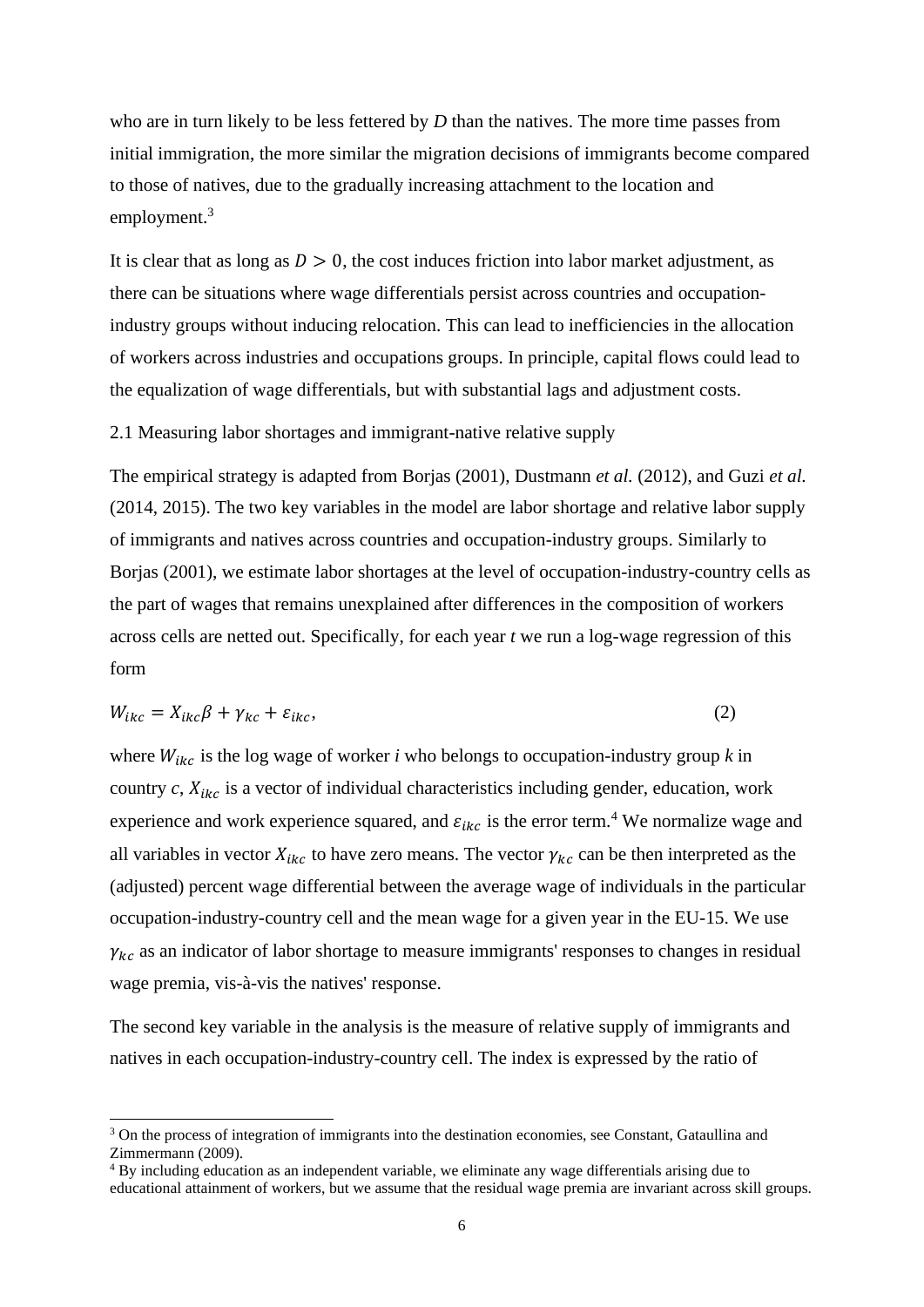who are in turn likely to be less fettered by *D* than the natives. The more time passes from initial immigration, the more similar the migration decisions of immigrants become compared to those of natives, due to the gradually increasing attachment to the location and employment.[3]

It is clear that as long as $D > 0$, the cost induces friction into labor market adjustment, as there can be situations where wage differentials persist across countries and occupation-industry groups without inducing relocation. This can lead to inefficiencies in the allocation of workers across industries and occupations groups. In principle, capital flows could lead to the equalization of wage differentials, but with substantial lags and adjustment costs.

## 2.1 Measuring labor shortages and immigrant-native relative supply

The empirical strategy is adapted from Borjas (2001), Dustmann *et al.* (2012), and Guzi *et al.* (2014, 2015). The two key variables in the model are labor shortage and relative labor supply of immigrants and natives across countries and occupation-industry groups. Similarly to Borjas (2001), we estimate labor shortages at the level of occupation-industry-country cells as the part of wages that remains unexplained after differences in the composition of workers across cells are netted out. Specifically, for each year *t* we run a log-wage regression of this form

$$W_{ikc} = X_{ikc}\beta + \gamma_{kc} + \varepsilon_{ikc}, \tag{2}$$

where $W_{ikc}$ is the log wage of worker *i* who belongs to occupation-industry group *k* in country *c*, $X_{ikc}$ is a vector of individual characteristics including gender, education, work experience and work experience squared, and $\varepsilon_{ikc}$ is the error term.[4] We normalize wage and all variables in vector $X_{ikc}$ to have zero means. The vector $\gamma_{kc}$ can be then interpreted as the (adjusted) percent wage differential between the average wage of individuals in the particular occupation-industry-country cell and the mean wage for a given year in the EU-15. We use $\gamma_{kc}$ as an indicator of labor shortage to measure immigrants' responses to changes in residual wage premia, vis-à-vis the natives' response.

The second key variable in the analysis is the measure of relative supply of immigrants and natives in each occupation-industry-country cell. The index is expressed by the ratio of

[3] On the process of integration of immigrants into the destination economies, see Constant, Gataullina and Zimmermann (2009).

[4] By including education as an independent variable, we eliminate any wage differentials arising due to educational attainment of workers, but we assume that the residual wage premia are invariant across skill groups.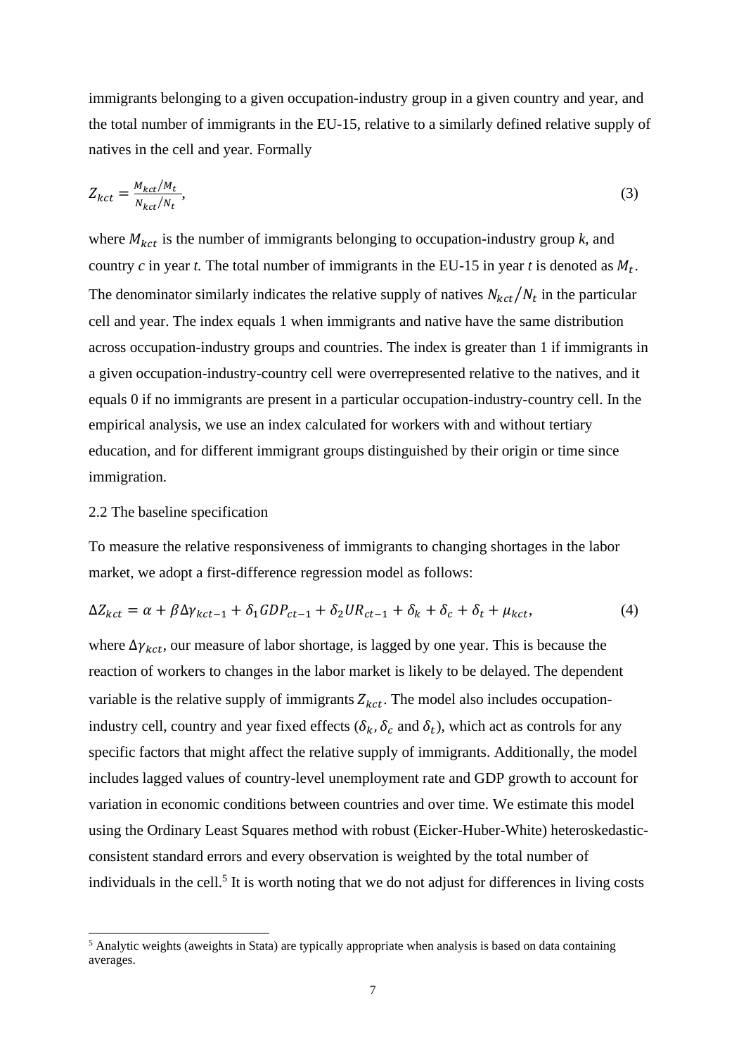immigrants belonging to a given occupation-industry group in a given country and year, and the total number of immigrants in the EU-15, relative to a similarly defined relative supply of natives in the cell and year. Formally

$$Z_{kct} = \frac{M_{kct}/M_t}{N_{kct}/N_t}, \tag{3}$$

where $M_{kct}$ is the number of immigrants belonging to occupation-industry group *k*, and country *c* in year *t.* The total number of immigrants in the EU-15 in year *t* is denoted as $M_t$. The denominator similarly indicates the relative supply of natives $N_{kct}/N_t$ in the particular cell and year. The index equals 1 when immigrants and native have the same distribution across occupation-industry groups and countries. The index is greater than 1 if immigrants in a given occupation-industry-country cell were overrepresented relative to the natives, and it equals 0 if no immigrants are present in a particular occupation-industry-country cell. In the empirical analysis, we use an index calculated for workers with and without tertiary education, and for different immigrant groups distinguished by their origin or time since immigration.

## 2.2 The baseline specification

To measure the relative responsiveness of immigrants to changing shortages in the labor market, we adopt a first-difference regression model as follows:

$$\Delta Z_{kct} = \alpha + \beta \Delta\gamma_{kct-1} + \delta_1 GDP_{ct-1} + \delta_2 UR_{ct-1} + \delta_k + \delta_c + \delta_t + \mu_{kct}, \tag{4}$$

where $\Delta\gamma_{kct}$, our measure of labor shortage, is lagged by one year. This is because the reaction of workers to changes in the labor market is likely to be delayed. The dependent variable is the relative supply of immigrants $Z_{kct}$. The model also includes occupation-industry cell, country and year fixed effects ($\delta_k$, $\delta_c$ and $\delta_t$), which act as controls for any specific factors that might affect the relative supply of immigrants. Additionally, the model includes lagged values of country-level unemployment rate and GDP growth to account for variation in economic conditions between countries and over time. We estimate this model using the Ordinary Least Squares method with robust (Eicker-Huber-White) heteroskedastic-consistent standard errors and every observation is weighted by the total number of individuals in the cell.[5] It is worth noting that we do not adjust for differences in living costs

[5] Analytic weights (aweights in Stata) are typically appropriate when analysis is based on data containing averages.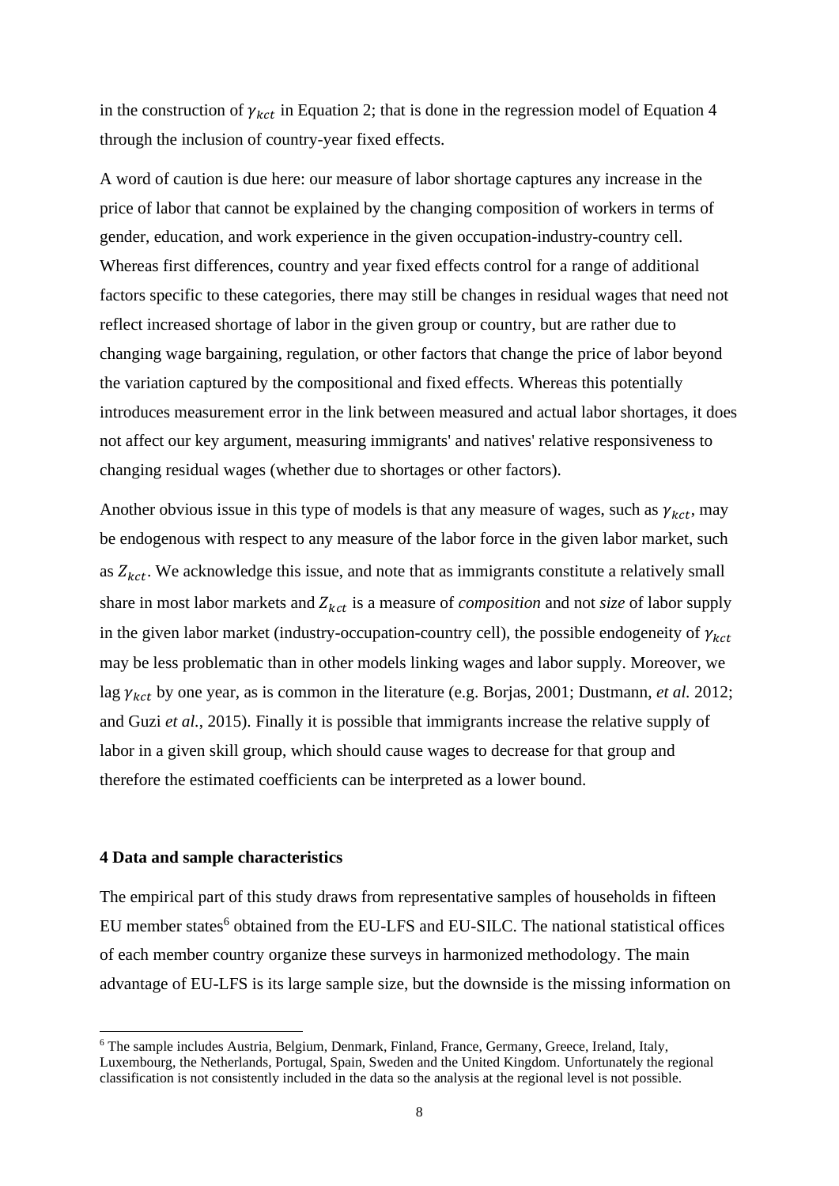in the construction of $\gamma_{kct}$ in Equation 2; that is done in the regression model of Equation 4 through the inclusion of country-year fixed effects.

A word of caution is due here: our measure of labor shortage captures any increase in the price of labor that cannot be explained by the changing composition of workers in terms of gender, education, and work experience in the given occupation-industry-country cell. Whereas first differences, country and year fixed effects control for a range of additional factors specific to these categories, there may still be changes in residual wages that need not reflect increased shortage of labor in the given group or country, but are rather due to changing wage bargaining, regulation, or other factors that change the price of labor beyond the variation captured by the compositional and fixed effects. Whereas this potentially introduces measurement error in the link between measured and actual labor shortages, it does not affect our key argument, measuring immigrants' and natives' relative responsiveness to changing residual wages (whether due to shortages or other factors).

Another obvious issue in this type of models is that any measure of wages, such as $\gamma_{kct}$, may be endogenous with respect to any measure of the labor force in the given labor market, such as $Z_{kct}$. We acknowledge this issue, and note that as immigrants constitute a relatively small share in most labor markets and $Z_{kct}$ is a measure of *composition* and not *size* of labor supply in the given labor market (industry-occupation-country cell), the possible endogeneity of $\gamma_{kct}$ may be less problematic than in other models linking wages and labor supply. Moreover, we lag $\gamma_{kct}$ by one year, as is common in the literature (e.g. Borjas, 2001; Dustmann, *et al.* 2012; and Guzi *et al.*, 2015). Finally it is possible that immigrants increase the relative supply of labor in a given skill group, which should cause wages to decrease for that group and therefore the estimated coefficients can be interpreted as a lower bound.

## 4 Data and sample characteristics

The empirical part of this study draws from representative samples of households in fifteen EU member states[6] obtained from the EU-LFS and EU-SILC. The national statistical offices of each member country organize these surveys in harmonized methodology. The main advantage of EU-LFS is its large sample size, but the downside is the missing information on

[6] The sample includes Austria, Belgium, Denmark, Finland, France, Germany, Greece, Ireland, Italy, Luxembourg, the Netherlands, Portugal, Spain, Sweden and the United Kingdom. Unfortunately the regional classification is not consistently included in the data so the analysis at the regional level is not possible.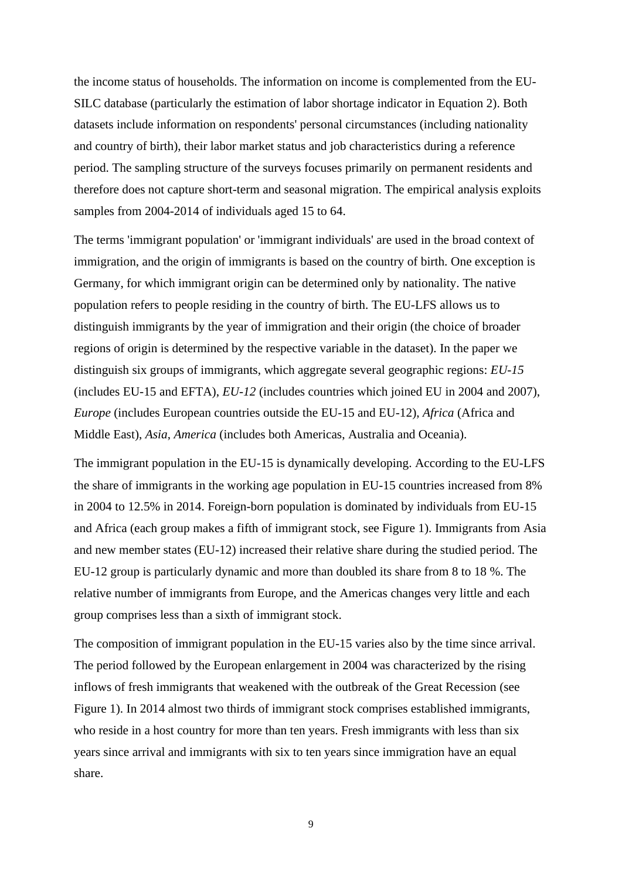the income status of households. The information on income is complemented from the EU-SILC database (particularly the estimation of labor shortage indicator in Equation 2). Both datasets include information on respondents' personal circumstances (including nationality and country of birth), their labor market status and job characteristics during a reference period. The sampling structure of the surveys focuses primarily on permanent residents and therefore does not capture short-term and seasonal migration. The empirical analysis exploits samples from 2004-2014 of individuals aged 15 to 64.

The terms 'immigrant population' or 'immigrant individuals' are used in the broad context of immigration, and the origin of immigrants is based on the country of birth. One exception is Germany, for which immigrant origin can be determined only by nationality. The native population refers to people residing in the country of birth. The EU-LFS allows us to distinguish immigrants by the year of immigration and their origin (the choice of broader regions of origin is determined by the respective variable in the dataset). In the paper we distinguish six groups of immigrants, which aggregate several geographic regions: *EU-15* (includes EU-15 and EFTA), *EU-12* (includes countries which joined EU in 2004 and 2007), *Europe* (includes European countries outside the EU-15 and EU-12), *Africa* (Africa and Middle East), *Asia*, *America* (includes both Americas, Australia and Oceania).

The immigrant population in the EU-15 is dynamically developing. According to the EU-LFS the share of immigrants in the working age population in EU-15 countries increased from 8% in 2004 to 12.5% in 2014. Foreign-born population is dominated by individuals from EU-15 and Africa (each group makes a fifth of immigrant stock, see Figure 1). Immigrants from Asia and new member states (EU-12) increased their relative share during the studied period. The EU-12 group is particularly dynamic and more than doubled its share from 8 to 18 %. The relative number of immigrants from Europe, and the Americas changes very little and each group comprises less than a sixth of immigrant stock.

The composition of immigrant population in the EU-15 varies also by the time since arrival. The period followed by the European enlargement in 2004 was characterized by the rising inflows of fresh immigrants that weakened with the outbreak of the Great Recession (see Figure 1). In 2014 almost two thirds of immigrant stock comprises established immigrants, who reside in a host country for more than ten years. Fresh immigrants with less than six years since arrival and immigrants with six to ten years since immigration have an equal share.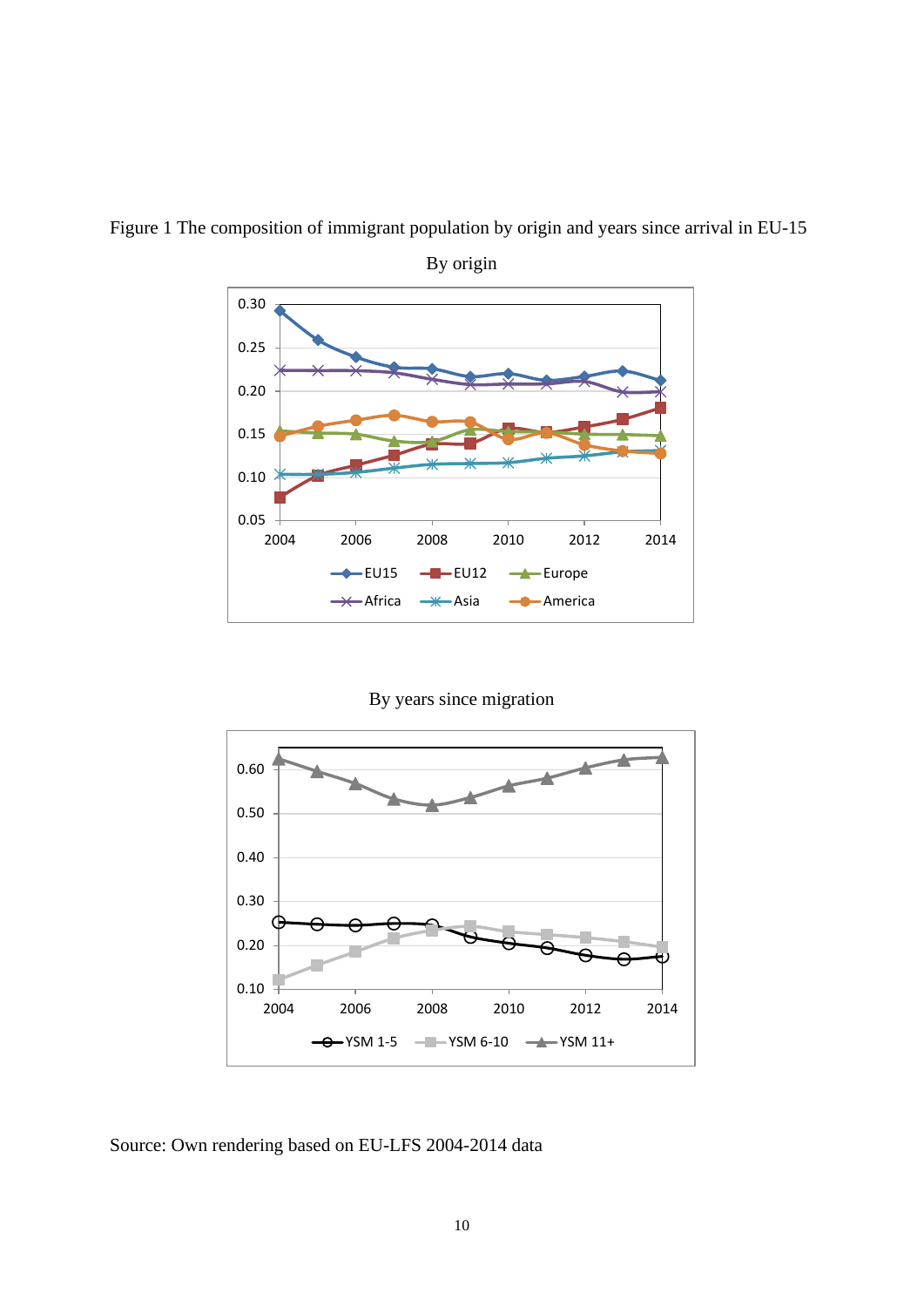Figure 1 The composition of immigrant population by origin and years since arrival in EU-15

By origin

By years since migration

Source: Own rendering based on EU-LFS 2004-2014 data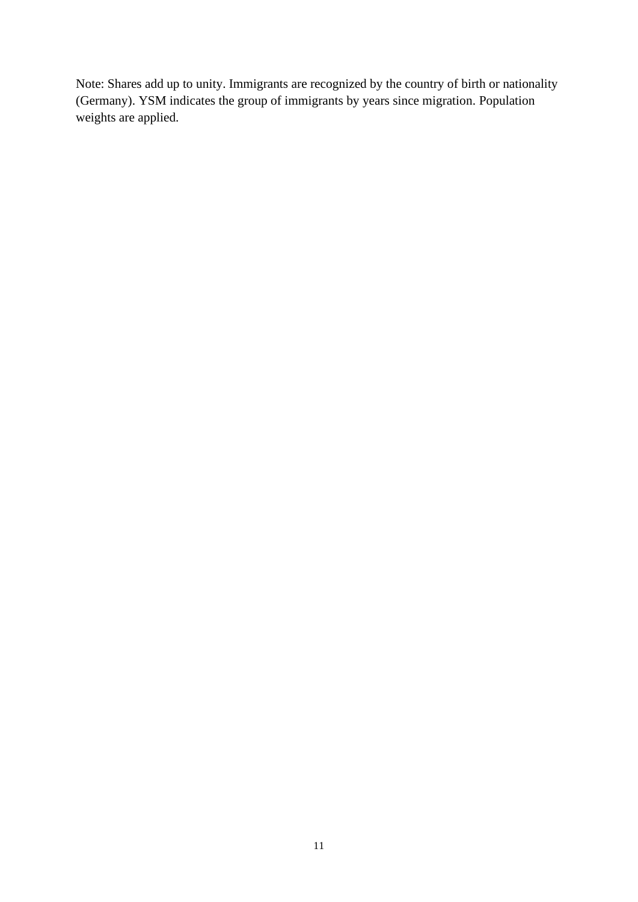Note: Shares add up to unity. Immigrants are recognized by the country of birth or nationality (Germany). YSM indicates the group of immigrants by years since migration. Population weights are applied.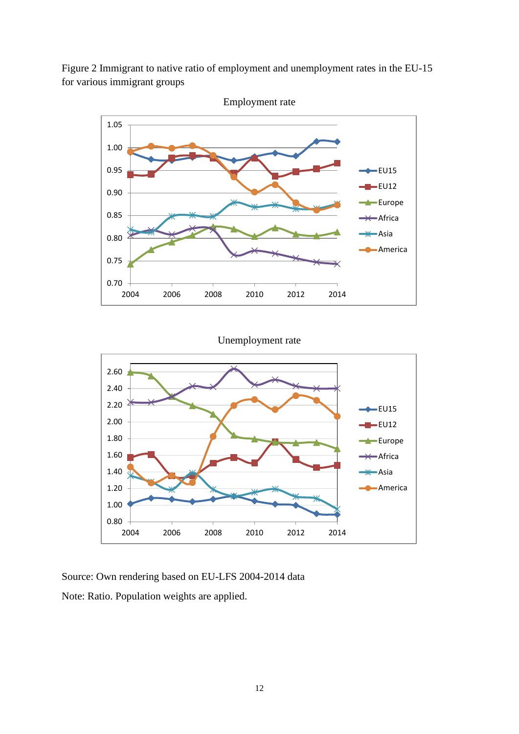Figure 2 Immigrant to native ratio of employment and unemployment rates in the EU-15 for various immigrant groups

Employment rate

Unemployment rate

Source: Own rendering based on EU-LFS 2004-2014 data

Note: Ratio. Population weights are applied.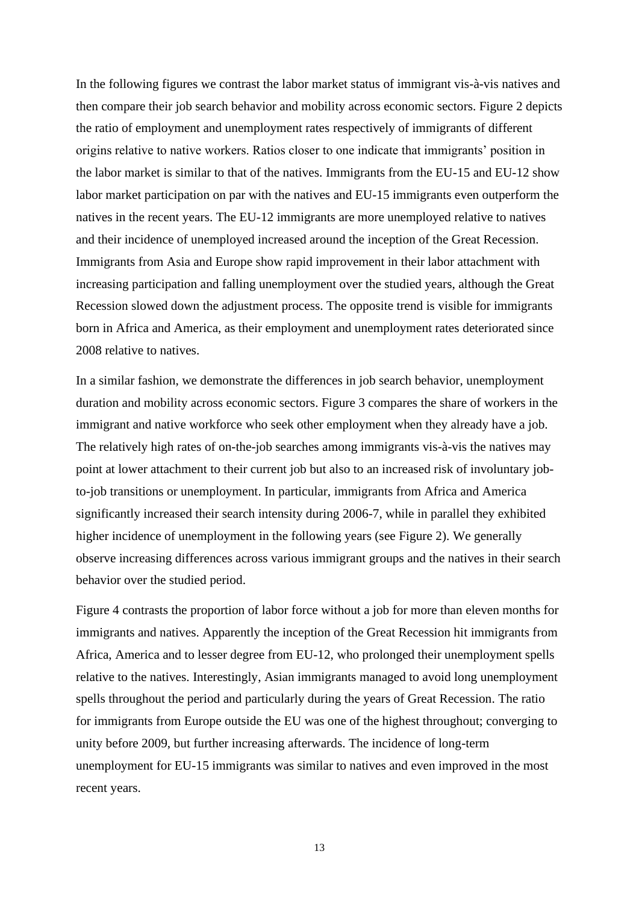In the following figures we contrast the labor market status of immigrant vis-à-vis natives and then compare their job search behavior and mobility across economic sectors. Figure 2 depicts the ratio of employment and unemployment rates respectively of immigrants of different origins relative to native workers. Ratios closer to one indicate that immigrants' position in the labor market is similar to that of the natives. Immigrants from the EU-15 and EU-12 show labor market participation on par with the natives and EU-15 immigrants even outperform the natives in the recent years. The EU-12 immigrants are more unemployed relative to natives and their incidence of unemployed increased around the inception of the Great Recession. Immigrants from Asia and Europe show rapid improvement in their labor attachment with increasing participation and falling unemployment over the studied years, although the Great Recession slowed down the adjustment process. The opposite trend is visible for immigrants born in Africa and America, as their employment and unemployment rates deteriorated since 2008 relative to natives.

In a similar fashion, we demonstrate the differences in job search behavior, unemployment duration and mobility across economic sectors. Figure 3 compares the share of workers in the immigrant and native workforce who seek other employment when they already have a job. The relatively high rates of on-the-job searches among immigrants vis-à-vis the natives may point at lower attachment to their current job but also to an increased risk of involuntary job-to-job transitions or unemployment. In particular, immigrants from Africa and America significantly increased their search intensity during 2006-7, while in parallel they exhibited higher incidence of unemployment in the following years (see Figure 2). We generally observe increasing differences across various immigrant groups and the natives in their search behavior over the studied period.

Figure 4 contrasts the proportion of labor force without a job for more than eleven months for immigrants and natives. Apparently the inception of the Great Recession hit immigrants from Africa, America and to lesser degree from EU-12, who prolonged their unemployment spells relative to the natives. Interestingly, Asian immigrants managed to avoid long unemployment spells throughout the period and particularly during the years of Great Recession. The ratio for immigrants from Europe outside the EU was one of the highest throughout; converging to unity before 2009, but further increasing afterwards. The incidence of long-term unemployment for EU-15 immigrants was similar to natives and even improved in the most recent years.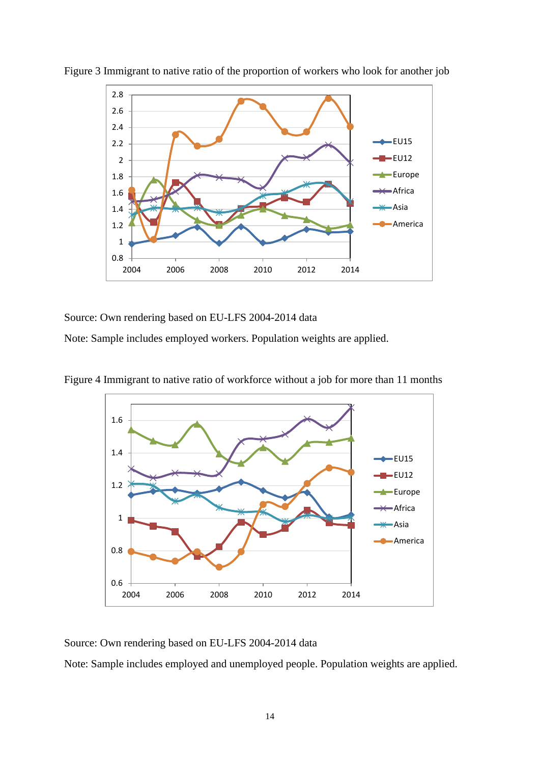Figure 3 Immigrant to native ratio of the proportion of workers who look for another job

Source: Own rendering based on EU-LFS 2004-2014 data

Note: Sample includes employed workers. Population weights are applied.

Figure 4 Immigrant to native ratio of workforce without a job for more than 11 months

Source: Own rendering based on EU-LFS 2004-2014 data

Note: Sample includes employed and unemployed people. Population weights are applied.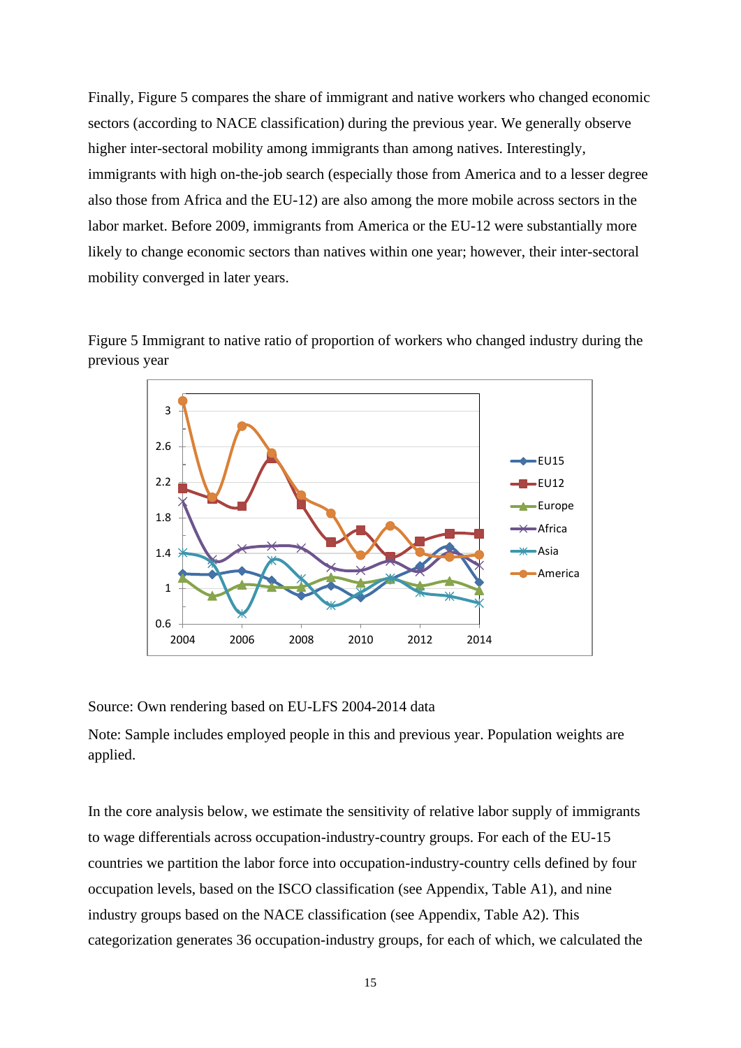Finally, Figure 5 compares the share of immigrant and native workers who changed economic sectors (according to NACE classification) during the previous year. We generally observe higher inter-sectoral mobility among immigrants than among natives. Interestingly, immigrants with high on-the-job search (especially those from America and to a lesser degree also those from Africa and the EU-12) are also among the more mobile across sectors in the labor market. Before 2009, immigrants from America or the EU-12 were substantially more likely to change economic sectors than natives within one year; however, their inter-sectoral mobility converged in later years.

Figure 5 Immigrant to native ratio of proportion of workers who changed industry during the previous year

Source: Own rendering based on EU-LFS 2004-2014 data

Note: Sample includes employed people in this and previous year. Population weights are applied.

In the core analysis below, we estimate the sensitivity of relative labor supply of immigrants to wage differentials across occupation-industry-country groups. For each of the EU-15 countries we partition the labor force into occupation-industry-country cells defined by four occupation levels, based on the ISCO classification (see Appendix, Table A1), and nine industry groups based on the NACE classification (see Appendix, Table A2). This categorization generates 36 occupation-industry groups, for each of which, we calculated the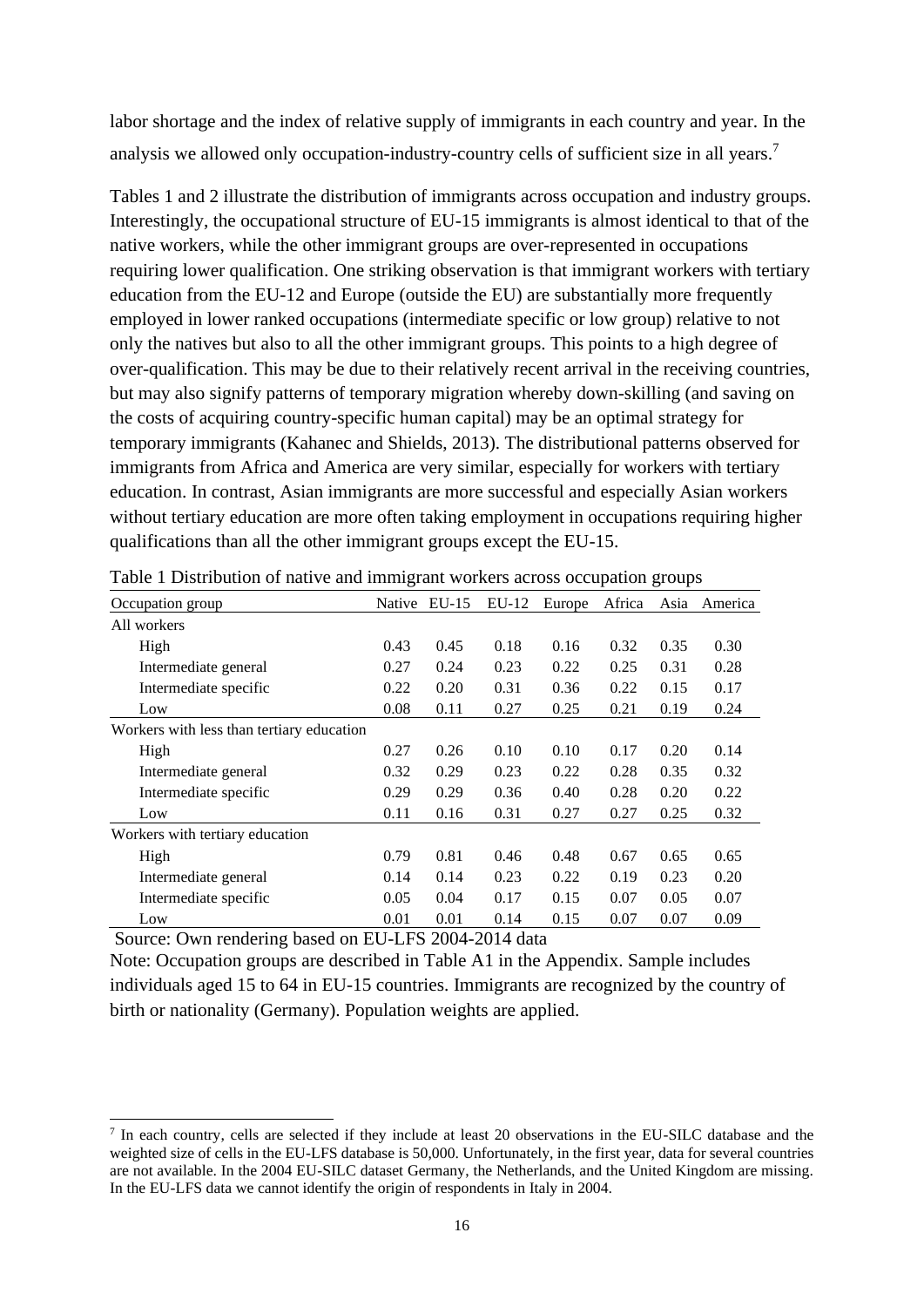labor shortage and the index of relative supply of immigrants in each country and year. In the analysis we allowed only occupation-industry-country cells of sufficient size in all years.[7]

Tables 1 and 2 illustrate the distribution of immigrants across occupation and industry groups. Interestingly, the occupational structure of EU-15 immigrants is almost identical to that of the native workers, while the other immigrant groups are over-represented in occupations requiring lower qualification. One striking observation is that immigrant workers with tertiary education from the EU-12 and Europe (outside the EU) are substantially more frequently employed in lower ranked occupations (intermediate specific or low group) relative to not only the natives but also to all the other immigrant groups. This points to a high degree of over-qualification. This may be due to their relatively recent arrival in the receiving countries, but may also signify patterns of temporary migration whereby down-skilling (and saving on the costs of acquiring country-specific human capital) may be an optimal strategy for temporary immigrants (Kahanec and Shields, 2013). The distributional patterns observed for immigrants from Africa and America are very similar, especially for workers with tertiary education. In contrast, Asian immigrants are more successful and especially Asian workers without tertiary education are more often taking employment in occupations requiring higher qualifications than all the other immigrant groups except the EU-15.

Table 1 Distribution of native and immigrant workers across occupation groups

| Occupation group | Native | EU-15 | EU-12 | Europe | Africa | Asia | America |
|---|---|---|---|---|---|---|---|
| All workers | | | | | | | |
| High | 0.43 | 0.45 | 0.18 | 0.16 | 0.32 | 0.35 | 0.30 |
| Intermediate general | 0.27 | 0.24 | 0.23 | 0.22 | 0.25 | 0.31 | 0.28 |
| Intermediate specific | 0.22 | 0.20 | 0.31 | 0.36 | 0.22 | 0.15 | 0.17 |
| Low | 0.08 | 0.11 | 0.27 | 0.25 | 0.21 | 0.19 | 0.24 |
| Workers with less than tertiary education | | | | | | | |
| High | 0.27 | 0.26 | 0.10 | 0.10 | 0.17 | 0.20 | 0.14 |
| Intermediate general | 0.32 | 0.29 | 0.23 | 0.22 | 0.28 | 0.35 | 0.32 |
| Intermediate specific | 0.29 | 0.29 | 0.36 | 0.40 | 0.28 | 0.20 | 0.22 |
| Low | 0.11 | 0.16 | 0.31 | 0.27 | 0.27 | 0.25 | 0.32 |
| Workers with tertiary education | | | | | | | |
| High | 0.79 | 0.81 | 0.46 | 0.48 | 0.67 | 0.65 | 0.65 |
| Intermediate general | 0.14 | 0.14 | 0.23 | 0.22 | 0.19 | 0.23 | 0.20 |
| Intermediate specific | 0.05 | 0.04 | 0.17 | 0.15 | 0.07 | 0.05 | 0.07 |
| Low | 0.01 | 0.01 | 0.14 | 0.15 | 0.07 | 0.07 | 0.09 |

Source: Own rendering based on EU-LFS 2004-2014 data

Note: Occupation groups are described in Table A1 in the Appendix. Sample includes individuals aged 15 to 64 in EU-15 countries. Immigrants are recognized by the country of birth or nationality (Germany). Population weights are applied.

[7] In each country, cells are selected if they include at least 20 observations in the EU-SILC database and the weighted size of cells in the EU-LFS database is 50,000. Unfortunately, in the first year, data for several countries are not available. In the 2004 EU-SILC dataset Germany, the Netherlands, and the United Kingdom are missing. In the EU-LFS data we cannot identify the origin of respondents in Italy in 2004.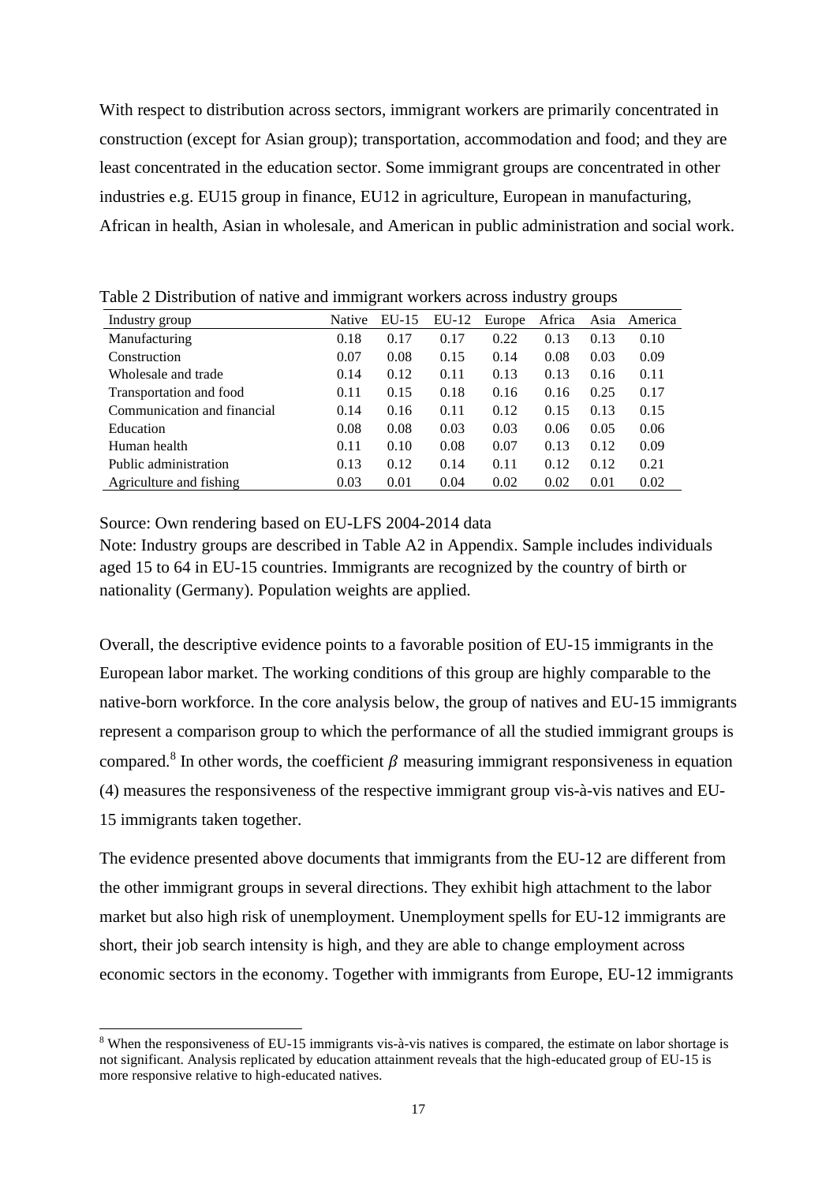With respect to distribution across sectors, immigrant workers are primarily concentrated in construction (except for Asian group); transportation, accommodation and food; and they are least concentrated in the education sector. Some immigrant groups are concentrated in other industries e.g. EU15 group in finance, EU12 in agriculture, European in manufacturing, African in health, Asian in wholesale, and American in public administration and social work.

Table 2 Distribution of native and immigrant workers across industry groups

| Industry group | Native | EU-15 | EU-12 | Europe | Africa | Asia | America |
|---|---|---|---|---|---|---|---|
| Manufacturing | 0.18 | 0.17 | 0.17 | 0.22 | 0.13 | 0.13 | 0.10 |
| Construction | 0.07 | 0.08 | 0.15 | 0.14 | 0.08 | 0.03 | 0.09 |
| Wholesale and trade | 0.14 | 0.12 | 0.11 | 0.13 | 0.13 | 0.16 | 0.11 |
| Transportation and food | 0.11 | 0.15 | 0.18 | 0.16 | 0.16 | 0.25 | 0.17 |
| Communication and financial | 0.14 | 0.16 | 0.11 | 0.12 | 0.15 | 0.13 | 0.15 |
| Education | 0.08 | 0.08 | 0.03 | 0.03 | 0.06 | 0.05 | 0.06 |
| Human health | 0.11 | 0.10 | 0.08 | 0.07 | 0.13 | 0.12 | 0.09 |
| Public administration | 0.13 | 0.12 | 0.14 | 0.11 | 0.12 | 0.12 | 0.21 |
| Agriculture and fishing | 0.03 | 0.01 | 0.04 | 0.02 | 0.02 | 0.01 | 0.02 |

Source: Own rendering based on EU-LFS 2004-2014 data

Note: Industry groups are described in Table A2 in Appendix. Sample includes individuals aged 15 to 64 in EU-15 countries. Immigrants are recognized by the country of birth or nationality (Germany). Population weights are applied.

Overall, the descriptive evidence points to a favorable position of EU-15 immigrants in the European labor market. The working conditions of this group are highly comparable to the native-born workforce. In the core analysis below, the group of natives and EU-15 immigrants represent a comparison group to which the performance of all the studied immigrant groups is compared.[8] In other words, the coefficient $\beta$ measuring immigrant responsiveness in equation (4) measures the responsiveness of the respective immigrant group vis-à-vis natives and EU-15 immigrants taken together.

The evidence presented above documents that immigrants from the EU-12 are different from the other immigrant groups in several directions. They exhibit high attachment to the labor market but also high risk of unemployment. Unemployment spells for EU-12 immigrants are short, their job search intensity is high, and they are able to change employment across economic sectors in the economy. Together with immigrants from Europe, EU-12 immigrants

[8] When the responsiveness of EU-15 immigrants vis-à-vis natives is compared, the estimate on labor shortage is not significant. Analysis replicated by education attainment reveals that the high-educated group of EU-15 is more responsive relative to high-educated natives.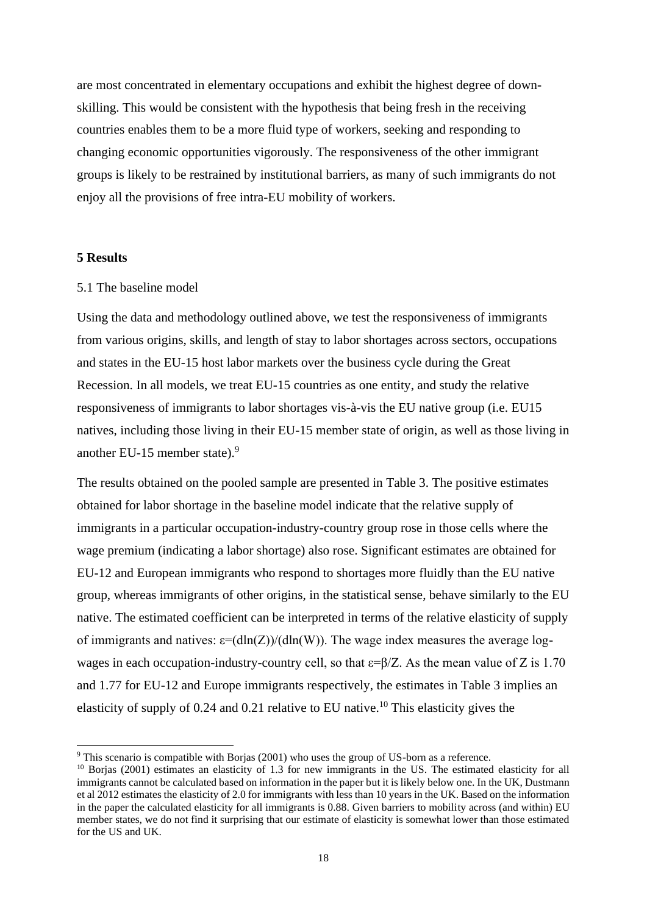are most concentrated in elementary occupations and exhibit the highest degree of down-skilling. This would be consistent with the hypothesis that being fresh in the receiving countries enables them to be a more fluid type of workers, seeking and responding to changing economic opportunities vigorously. The responsiveness of the other immigrant groups is likely to be restrained by institutional barriers, as many of such immigrants do not enjoy all the provisions of free intra-EU mobility of workers.

## 5 Results

### 5.1 The baseline model

Using the data and methodology outlined above, we test the responsiveness of immigrants from various origins, skills, and length of stay to labor shortages across sectors, occupations and states in the EU-15 host labor markets over the business cycle during the Great Recession. In all models, we treat EU-15 countries as one entity, and study the relative responsiveness of immigrants to labor shortages vis-à-vis the EU native group (i.e. EU15 natives, including those living in their EU-15 member state of origin, as well as those living in another EU-15 member state).[9]

The results obtained on the pooled sample are presented in Table 3. The positive estimates obtained for labor shortage in the baseline model indicate that the relative supply of immigrants in a particular occupation-industry-country group rose in those cells where the wage premium (indicating a labor shortage) also rose. Significant estimates are obtained for EU-12 and European immigrants who respond to shortages more fluidly than the EU native group, whereas immigrants of other origins, in the statistical sense, behave similarly to the EU native. The estimated coefficient can be interpreted in terms of the relative elasticity of supply of immigrants and natives: $\varepsilon = (d\ln(Z))/(d\ln(W))$. The wage index measures the average log-wages in each occupation-industry-country cell, so that $\varepsilon = \beta/Z$. As the mean value of Z is 1.70 and 1.77 for EU-12 and Europe immigrants respectively, the estimates in Table 3 implies an elasticity of supply of 0.24 and 0.21 relative to EU native.[10] This elasticity gives the

---

[9] This scenario is compatible with Borjas (2001) who uses the group of US-born as a reference.

[10] Borjas (2001) estimates an elasticity of 1.3 for new immigrants in the US. The estimated elasticity for all immigrants cannot be calculated based on information in the paper but it is likely below one. In the UK, Dustmann et al 2012 estimates the elasticity of 2.0 for immigrants with less than 10 years in the UK. Based on the information in the paper the calculated elasticity for all immigrants is 0.88. Given barriers to mobility across (and within) EU member states, we do not find it surprising that our estimate of elasticity is somewhat lower than those estimated for the US and UK.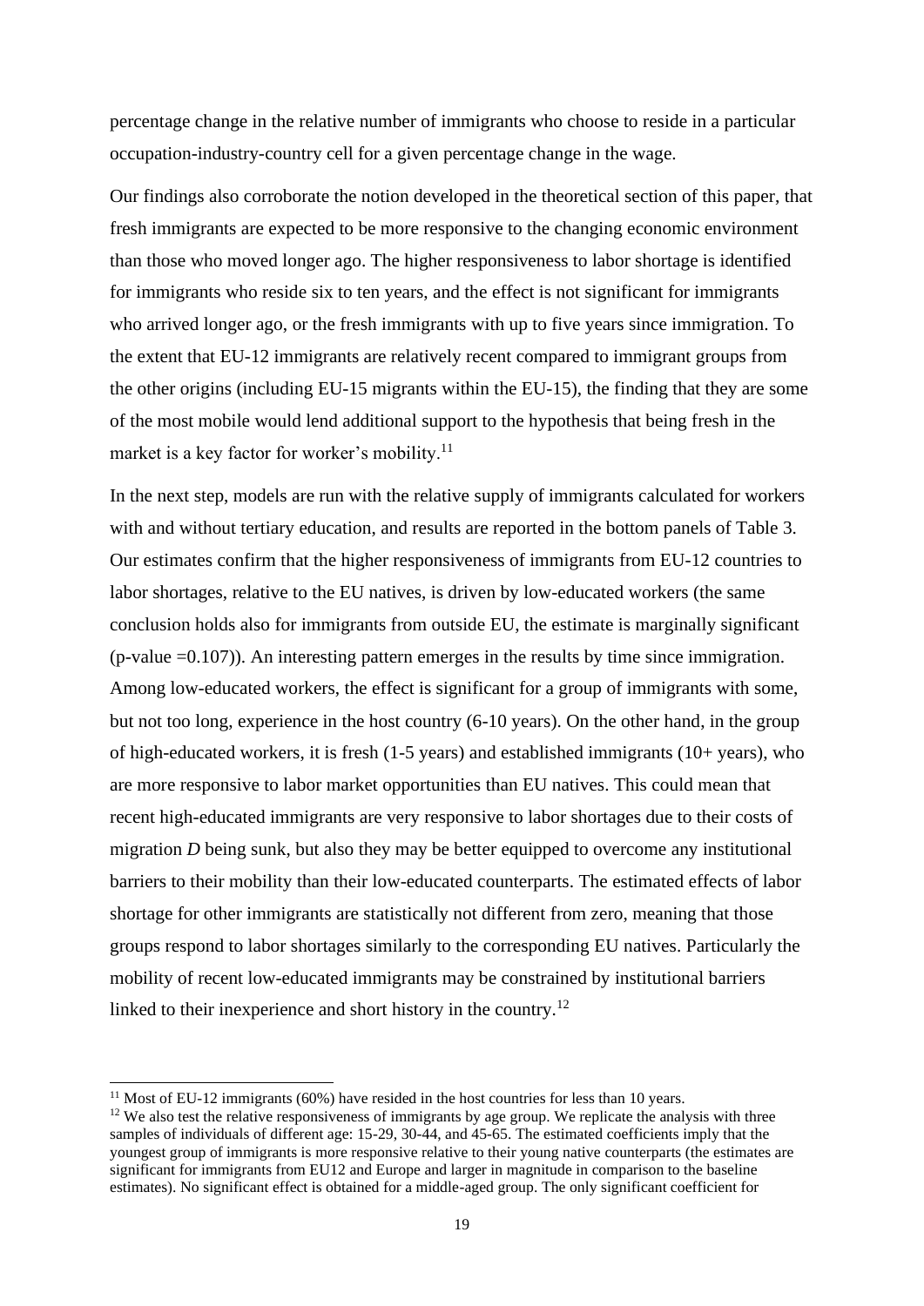percentage change in the relative number of immigrants who choose to reside in a particular occupation-industry-country cell for a given percentage change in the wage.

Our findings also corroborate the notion developed in the theoretical section of this paper, that fresh immigrants are expected to be more responsive to the changing economic environment than those who moved longer ago. The higher responsiveness to labor shortage is identified for immigrants who reside six to ten years, and the effect is not significant for immigrants who arrived longer ago, or the fresh immigrants with up to five years since immigration. To the extent that EU-12 immigrants are relatively recent compared to immigrant groups from the other origins (including EU-15 migrants within the EU-15), the finding that they are some of the most mobile would lend additional support to the hypothesis that being fresh in the market is a key factor for worker's mobility.[11]

In the next step, models are run with the relative supply of immigrants calculated for workers with and without tertiary education, and results are reported in the bottom panels of Table 3. Our estimates confirm that the higher responsiveness of immigrants from EU-12 countries to labor shortages, relative to the EU natives, is driven by low-educated workers (the same conclusion holds also for immigrants from outside EU, the estimate is marginally significant (p-value =0.107)). An interesting pattern emerges in the results by time since immigration. Among low-educated workers, the effect is significant for a group of immigrants with some, but not too long, experience in the host country (6-10 years). On the other hand, in the group of high-educated workers, it is fresh (1-5 years) and established immigrants (10+ years), who are more responsive to labor market opportunities than EU natives. This could mean that recent high-educated immigrants are very responsive to labor shortages due to their costs of migration *D* being sunk, but also they may be better equipped to overcome any institutional barriers to their mobility than their low-educated counterparts. The estimated effects of labor shortage for other immigrants are statistically not different from zero, meaning that those groups respond to labor shortages similarly to the corresponding EU natives. Particularly the mobility of recent low-educated immigrants may be constrained by institutional barriers linked to their inexperience and short history in the country.[12]

---

[11] Most of EU-12 immigrants (60%) have resided in the host countries for less than 10 years.

[12] We also test the relative responsiveness of immigrants by age group. We replicate the analysis with three samples of individuals of different age: 15-29, 30-44, and 45-65. The estimated coefficients imply that the youngest group of immigrants is more responsive relative to their young native counterparts (the estimates are significant for immigrants from EU12 and Europe and larger in magnitude in comparison to the baseline estimates). No significant effect is obtained for a middle-aged group. The only significant coefficient for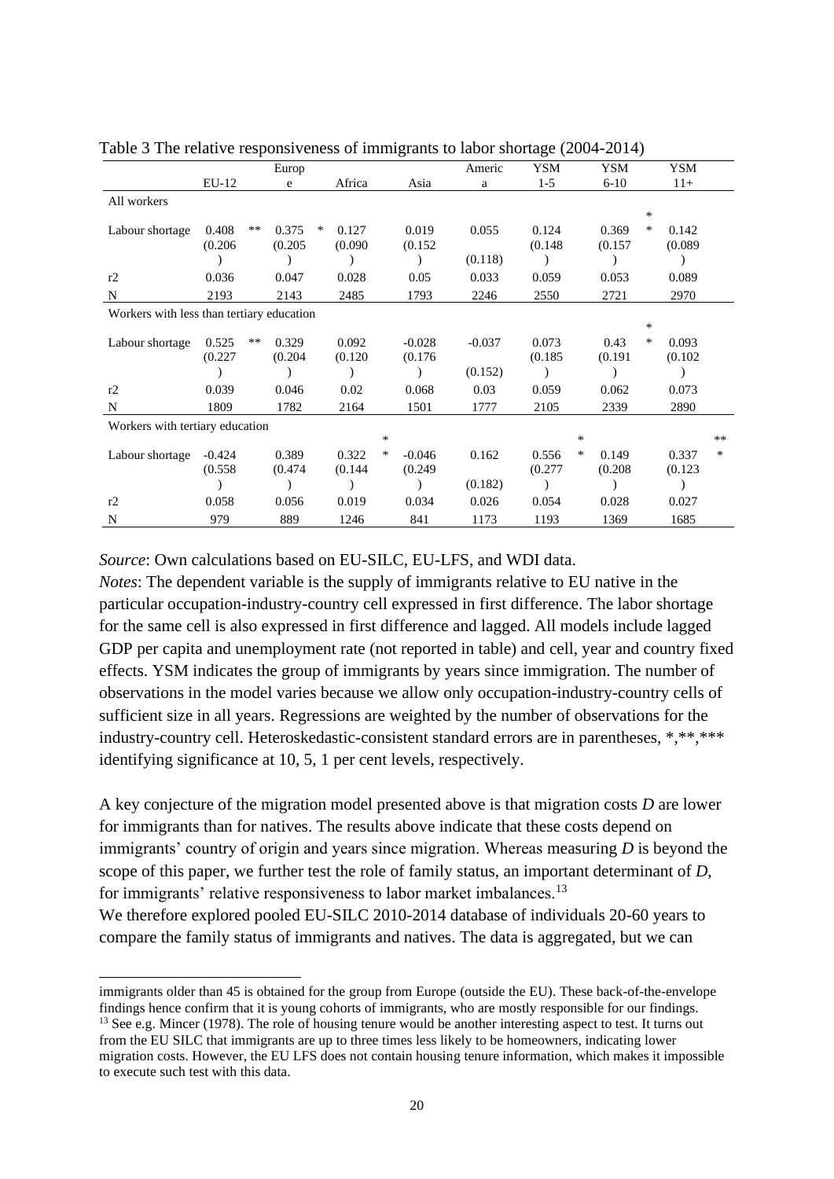Table 3 The relative responsiveness of immigrants to labor shortage (2004-2014)

| | EU-12 | Europe | Africa | Asia | America | YSM 1-5 | YSM 6-10 | YSM 11+ |
|---|---|---|---|---|---|---|---|---|
| **All workers** | | | | | | | | |
| Labour shortage | 0.408** | 0.375* | 0.127 | 0.019 | 0.055 | 0.124 | 0.369** | 0.142 |
| | (0.206) | (0.205) | (0.090) | (0.152) | (0.118) | (0.148) | (0.157) | (0.089) |
| r2 | 0.036 | 0.047 | 0.028 | 0.05 | 0.033 | 0.059 | 0.053 | 0.089 |
| N | 2193 | 2143 | 2485 | 1793 | 2246 | 2550 | 2721 | 2970 |
| **Workers with less than tertiary education** | | | | | | | | |
| Labour shortage | 0.525** | 0.329 | 0.092 | -0.028 | -0.037 | 0.073 | 0.43** | 0.093 |
| | (0.227) | (0.204) | (0.120) | (0.176) | (0.152) | (0.185) | (0.191) | (0.102) |
| r2 | 0.039 | 0.046 | 0.02 | 0.068 | 0.03 | 0.059 | 0.062 | 0.073 |
| N | 1809 | 1782 | 2164 | 1501 | 1777 | 2105 | 2339 | 2890 |
| **Workers with tertiary education** | | | | | | | | |
| Labour shortage | -0.424 | 0.389 | 0.322** | -0.046 | 0.162 | 0.556** | 0.149 | 0.337*** |
| | (0.558) | (0.474) | (0.144) | (0.249) | (0.182) | (0.277) | (0.208) | (0.123) |
| r2 | 0.058 | 0.056 | 0.019 | 0.034 | 0.026 | 0.054 | 0.028 | 0.027 |
| N | 979 | 889 | 1246 | 841 | 1173 | 1193 | 1369 | 1685 |

*Source*: Own calculations based on EU-SILC, EU-LFS, and WDI data.

*Notes*: The dependent variable is the supply of immigrants relative to EU native in the particular occupation-industry-country cell expressed in first difference. The labor shortage for the same cell is also expressed in first difference and lagged. All models include lagged GDP per capita and unemployment rate (not reported in table) and cell, year and country fixed effects. YSM indicates the group of immigrants by years since immigration. The number of observations in the model varies because we allow only occupation-industry-country cells of sufficient size in all years. Regressions are weighted by the number of observations for the industry-country cell. Heteroskedastic-consistent standard errors are in parentheses, *,**,*** identifying significance at 10, 5, 1 per cent levels, respectively.

A key conjecture of the migration model presented above is that migration costs *D* are lower for immigrants than for natives. The results above indicate that these costs depend on immigrants' country of origin and years since migration. Whereas measuring *D* is beyond the scope of this paper, we further test the role of family status, an important determinant of *D*, for immigrants' relative responsiveness to labor market imbalances.[13]

We therefore explored pooled EU-SILC 2010-2014 database of individuals 20-60 years to compare the family status of immigrants and natives. The data is aggregated, but we can

---

immigrants older than 45 is obtained for the group from Europe (outside the EU). These back-of-the-envelope findings hence confirm that it is young cohorts of immigrants, who are mostly responsible for our findings.

[13] See e.g. Mincer (1978). The role of housing tenure would be another interesting aspect to test. It turns out from the EU SILC that immigrants are up to three times less likely to be homeowners, indicating lower migration costs. However, the EU LFS does not contain housing tenure information, which makes it impossible to execute such test with this data.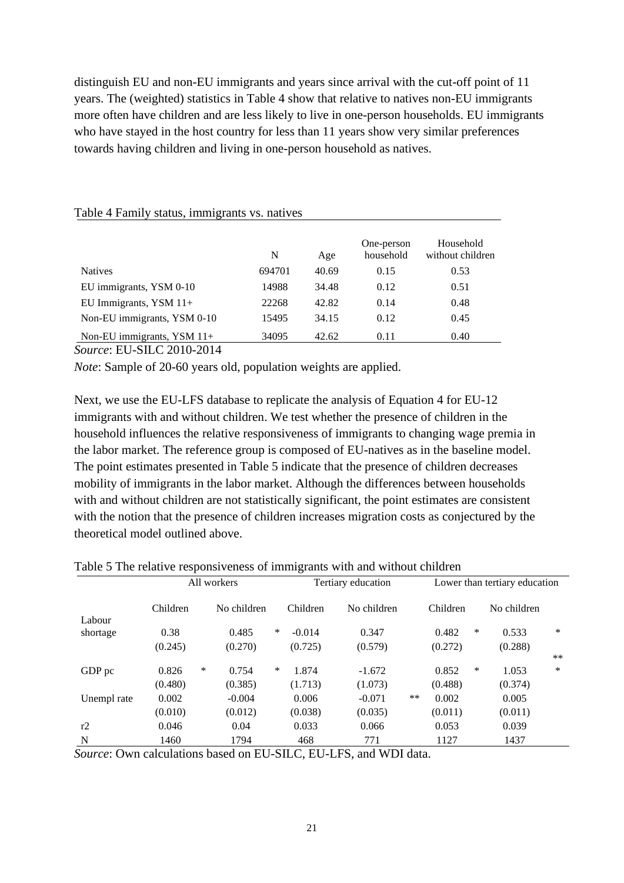distinguish EU and non-EU immigrants and years since arrival with the cut-off point of 11 years. The (weighted) statistics in Table 4 show that relative to natives non-EU immigrants more often have children and are less likely to live in one-person households. EU immigrants who have stayed in the host country for less than 11 years show very similar preferences towards having children and living in one-person household as natives.

Table 4 Family status, immigrants vs. natives

| | N | Age | One-person household | Household without children |
|---|---|---|---|---|
| Natives | 694701 | 40.69 | 0.15 | 0.53 |
| EU immigrants, YSM 0-10 | 14988 | 34.48 | 0.12 | 0.51 |
| EU Immigrants, YSM 11+ | 22268 | 42.82 | 0.14 | 0.48 |
| Non-EU immigrants, YSM 0-10 | 15495 | 34.15 | 0.12 | 0.45 |
| Non-EU immigrants, YSM 11+ | 34095 | 42.62 | 0.11 | 0.40 |

*Source*: EU-SILC 2010-2014

*Note*: Sample of 20-60 years old, population weights are applied.

Next, we use the EU-LFS database to replicate the analysis of Equation 4 for EU-12 immigrants with and without children. We test whether the presence of children in the household influences the relative responsiveness of immigrants to changing wage premia in the labor market. The reference group is composed of EU-natives as in the baseline model. The point estimates presented in Table 5 indicate that the presence of children decreases mobility of immigrants in the labor market. Although the differences between households with and without children are not statistically significant, the point estimates are consistent with the notion that the presence of children increases migration costs as conjectured by the theoretical model outlined above.

Table 5 The relative responsiveness of immigrants with and without children

| | All workers | | Tertiary education | | Lower than tertiary education | |
|---|---|---|---|---|---|---|
| | Children | No children | Children | No children | Children | No children |
| Labour shortage | 0.38 | 0.485* | -0.014 | 0.347 | 0.482* | 0.533* |
| | (0.245) | (0.270) | (0.725) | (0.579) | (0.272) | (0.288) |
| GDP pc | 0.826* | 0.754* | 1.874 | -1.672 | 0.852* | 1.053*** |
| | (0.480) | (0.385) | (1.713) | (1.073) | (0.488) | (0.374) |
| Unempl rate | 0.002 | -0.004 | 0.006 | -0.071** | 0.002 | 0.005 |
| | (0.010) | (0.012) | (0.038) | (0.035) | (0.011) | (0.011) |
| r2 | 0.046 | 0.04 | 0.033 | 0.066 | 0.053 | 0.039 |
| N | 1460 | 1794 | 468 | 771 | 1127 | 1437 |

*Source*: Own calculations based on EU-SILC, EU-LFS, and WDI data.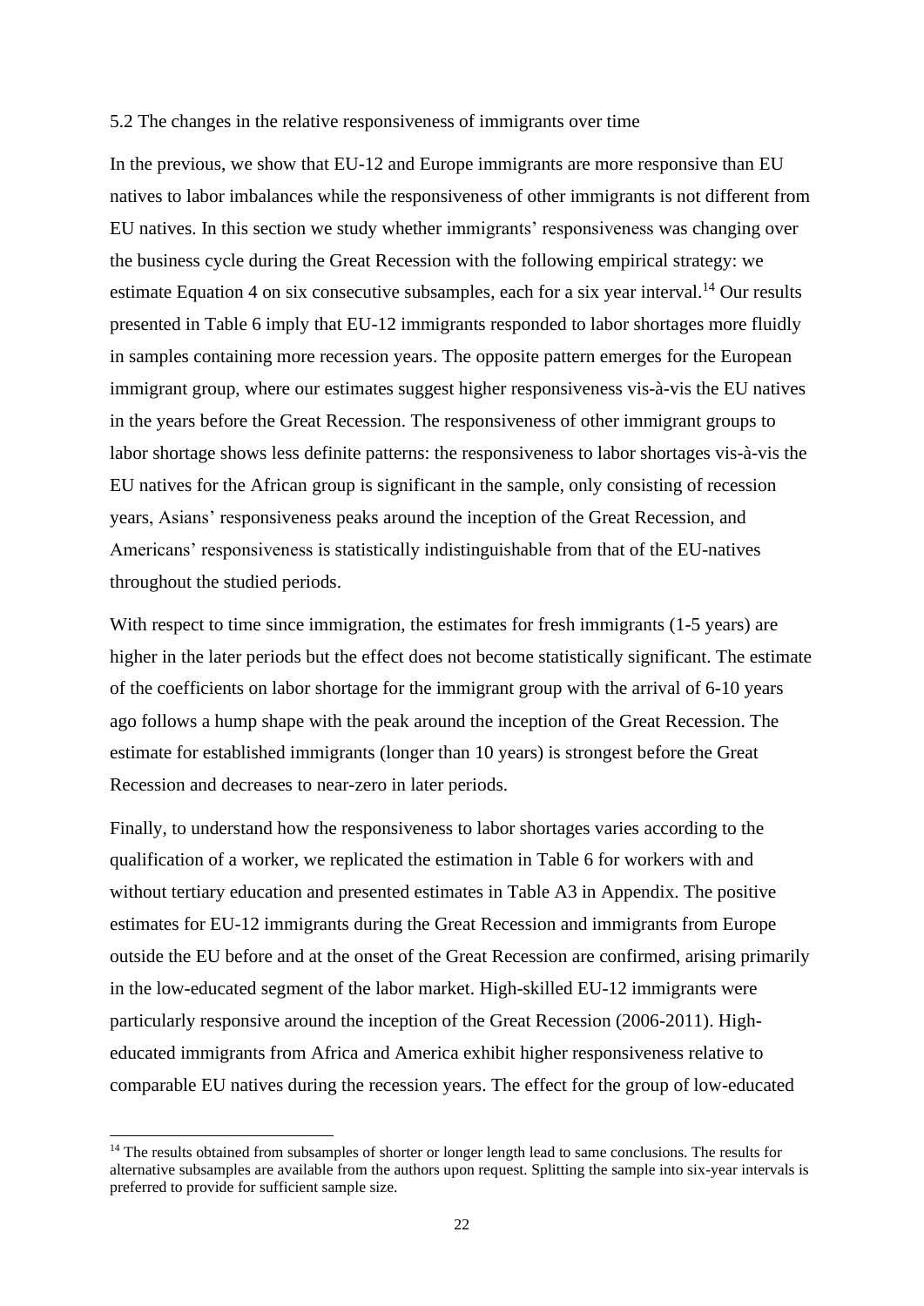### 5.2 The changes in the relative responsiveness of immigrants over time

In the previous, we show that EU-12 and Europe immigrants are more responsive than EU natives to labor imbalances while the responsiveness of other immigrants is not different from EU natives. In this section we study whether immigrants' responsiveness was changing over the business cycle during the Great Recession with the following empirical strategy: we estimate Equation 4 on six consecutive subsamples, each for a six year interval.[14] Our results presented in Table 6 imply that EU-12 immigrants responded to labor shortages more fluidly in samples containing more recession years. The opposite pattern emerges for the European immigrant group, where our estimates suggest higher responsiveness vis-à-vis the EU natives in the years before the Great Recession. The responsiveness of other immigrant groups to labor shortage shows less definite patterns: the responsiveness to labor shortages vis-à-vis the EU natives for the African group is significant in the sample, only consisting of recession years, Asians' responsiveness peaks around the inception of the Great Recession, and Americans' responsiveness is statistically indistinguishable from that of the EU-natives throughout the studied periods.

With respect to time since immigration, the estimates for fresh immigrants (1-5 years) are higher in the later periods but the effect does not become statistically significant. The estimate of the coefficients on labor shortage for the immigrant group with the arrival of 6-10 years ago follows a hump shape with the peak around the inception of the Great Recession. The estimate for established immigrants (longer than 10 years) is strongest before the Great Recession and decreases to near-zero in later periods.

Finally, to understand how the responsiveness to labor shortages varies according to the qualification of a worker, we replicated the estimation in Table 6 for workers with and without tertiary education and presented estimates in Table A3 in Appendix. The positive estimates for EU-12 immigrants during the Great Recession and immigrants from Europe outside the EU before and at the onset of the Great Recession are confirmed, arising primarily in the low-educated segment of the labor market. High-skilled EU-12 immigrants were particularly responsive around the inception of the Great Recession (2006-2011). High-educated immigrants from Africa and America exhibit higher responsiveness relative to comparable EU natives during the recession years. The effect for the group of low-educated

[14] The results obtained from subsamples of shorter or longer length lead to same conclusions. The results for alternative subsamples are available from the authors upon request. Splitting the sample into six-year intervals is preferred to provide for sufficient sample size.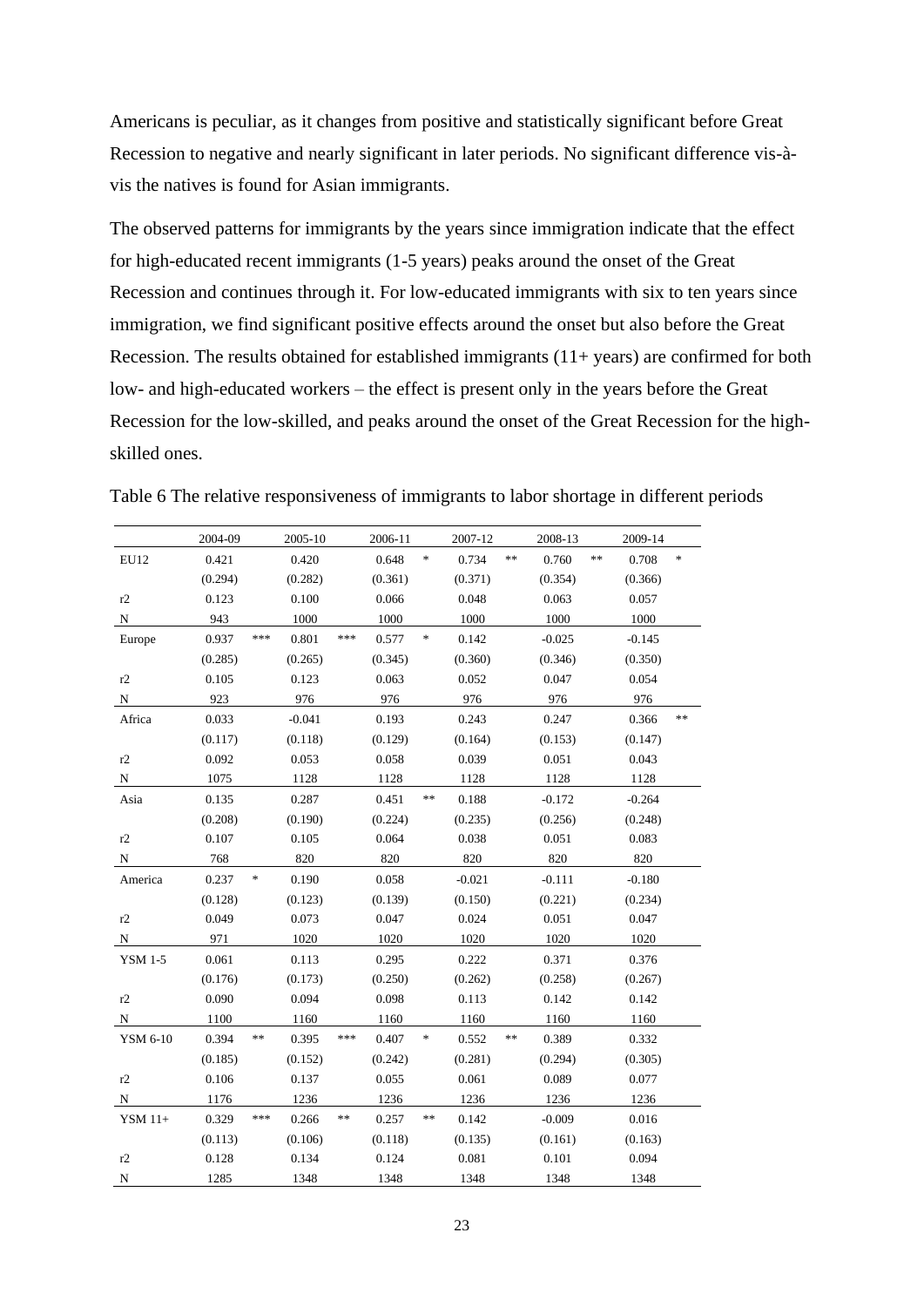Americans is peculiar, as it changes from positive and statistically significant before Great Recession to negative and nearly significant in later periods. No significant difference vis-à-vis the natives is found for Asian immigrants.

The observed patterns for immigrants by the years since immigration indicate that the effect for high-educated recent immigrants (1-5 years) peaks around the onset of the Great Recession and continues through it. For low-educated immigrants with six to ten years since immigration, we find significant positive effects around the onset but also before the Great Recession. The results obtained for established immigrants (11+ years) are confirmed for both low- and high-educated workers – the effect is present only in the years before the Great Recession for the low-skilled, and peaks around the onset of the Great Recession for the high-skilled ones.

Table 6 The relative responsiveness of immigrants to labor shortage in different periods

| | 2004-09 | | 2005-10 | | 2006-11 | | 2007-12 | | 2008-13 | | 2009-14 | |
|---|---|---|---|---|---|---|---|---|---|---|---|---|
| EU12 | 0.421 | | 0.420 | | 0.648 | * | 0.734 | ** | 0.760 | ** | 0.708 | * |
| | (0.294) | | (0.282) | | (0.361) | | (0.371) | | (0.354) | | (0.366) | |
| r2 | 0.123 | | 0.100 | | 0.066 | | 0.048 | | 0.063 | | 0.057 | |
| N | 943 | | 1000 | | 1000 | | 1000 | | 1000 | | 1000 | |
| Europe | 0.937 | *** | 0.801 | *** | 0.577 | * | 0.142 | | -0.025 | | -0.145 | |
| | (0.285) | | (0.265) | | (0.345) | | (0.360) | | (0.346) | | (0.350) | |
| r2 | 0.105 | | 0.123 | | 0.063 | | 0.052 | | 0.047 | | 0.054 | |
| N | 923 | | 976 | | 976 | | 976 | | 976 | | 976 | |
| Africa | 0.033 | | -0.041 | | 0.193 | | 0.243 | | 0.247 | | 0.366 | ** |
| | (0.117) | | (0.118) | | (0.129) | | (0.164) | | (0.153) | | (0.147) | |
| r2 | 0.092 | | 0.053 | | 0.058 | | 0.039 | | 0.051 | | 0.043 | |
| N | 1075 | | 1128 | | 1128 | | 1128 | | 1128 | | 1128 | |
| Asia | 0.135 | | 0.287 | | 0.451 | ** | 0.188 | | -0.172 | | -0.264 | |
| | (0.208) | | (0.190) | | (0.224) | | (0.235) | | (0.256) | | (0.248) | |
| r2 | 0.107 | | 0.105 | | 0.064 | | 0.038 | | 0.051 | | 0.083 | |
| N | 768 | | 820 | | 820 | | 820 | | 820 | | 820 | |
| America | 0.237 | * | 0.190 | | 0.058 | | -0.021 | | -0.111 | | -0.180 | |
| | (0.128) | | (0.123) | | (0.139) | | (0.150) | | (0.221) | | (0.234) | |
| r2 | 0.049 | | 0.073 | | 0.047 | | 0.024 | | 0.051 | | 0.047 | |
| N | 971 | | 1020 | | 1020 | | 1020 | | 1020 | | 1020 | |
| YSM 1-5 | 0.061 | | 0.113 | | 0.295 | | 0.222 | | 0.371 | | 0.376 | |
| | (0.176) | | (0.173) | | (0.250) | | (0.262) | | (0.258) | | (0.267) | |
| r2 | 0.090 | | 0.094 | | 0.098 | | 0.113 | | 0.142 | | 0.142 | |
| N | 1100 | | 1160 | | 1160 | | 1160 | | 1160 | | 1160 | |
| YSM 6-10 | 0.394 | ** | 0.395 | *** | 0.407 | * | 0.552 | ** | 0.389 | | 0.332 | |
| | (0.185) | | (0.152) | | (0.242) | | (0.281) | | (0.294) | | (0.305) | |
| r2 | 0.106 | | 0.137 | | 0.055 | | 0.061 | | 0.089 | | 0.077 | |
| N | 1176 | | 1236 | | 1236 | | 1236 | | 1236 | | 1236 | |
| YSM 11+ | 0.329 | *** | 0.266 | ** | 0.257 | ** | 0.142 | | -0.009 | | 0.016 | |
| | (0.113) | | (0.106) | | (0.118) | | (0.135) | | (0.161) | | (0.163) | |
| r2 | 0.128 | | 0.134 | | 0.124 | | 0.081 | | 0.101 | | 0.094 | |
| N | 1285 | | 1348 | | 1348 | | 1348 | | 1348 | | 1348 | |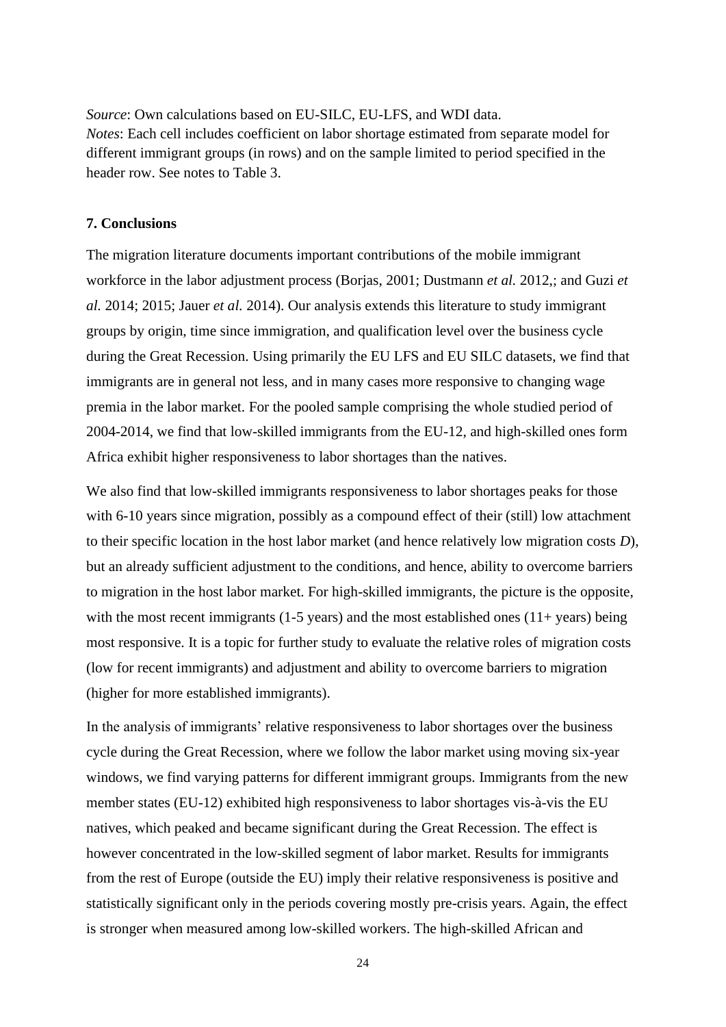*Source*: Own calculations based on EU-SILC, EU-LFS, and WDI data.
*Notes*: Each cell includes coefficient on labor shortage estimated from separate model for different immigrant groups (in rows) and on the sample limited to period specified in the header row. See notes to Table 3.

## 7. Conclusions

The migration literature documents important contributions of the mobile immigrant workforce in the labor adjustment process (Borjas, 2001; Dustmann *et al.* 2012,; and Guzi *et al.* 2014; 2015; Jauer *et al.* 2014). Our analysis extends this literature to study immigrant groups by origin, time since immigration, and qualification level over the business cycle during the Great Recession. Using primarily the EU LFS and EU SILC datasets, we find that immigrants are in general not less, and in many cases more responsive to changing wage premia in the labor market. For the pooled sample comprising the whole studied period of 2004-2014, we find that low-skilled immigrants from the EU-12, and high-skilled ones form Africa exhibit higher responsiveness to labor shortages than the natives.

We also find that low-skilled immigrants responsiveness to labor shortages peaks for those with 6-10 years since migration, possibly as a compound effect of their (still) low attachment to their specific location in the host labor market (and hence relatively low migration costs *D*), but an already sufficient adjustment to the conditions, and hence, ability to overcome barriers to migration in the host labor market. For high-skilled immigrants, the picture is the opposite, with the most recent immigrants (1-5 years) and the most established ones (11+ years) being most responsive. It is a topic for further study to evaluate the relative roles of migration costs (low for recent immigrants) and adjustment and ability to overcome barriers to migration (higher for more established immigrants).

In the analysis of immigrants' relative responsiveness to labor shortages over the business cycle during the Great Recession, where we follow the labor market using moving six-year windows, we find varying patterns for different immigrant groups. Immigrants from the new member states (EU-12) exhibited high responsiveness to labor shortages vis-à-vis the EU natives, which peaked and became significant during the Great Recession. The effect is however concentrated in the low-skilled segment of labor market. Results for immigrants from the rest of Europe (outside the EU) imply their relative responsiveness is positive and statistically significant only in the periods covering mostly pre-crisis years. Again, the effect is stronger when measured among low-skilled workers. The high-skilled African and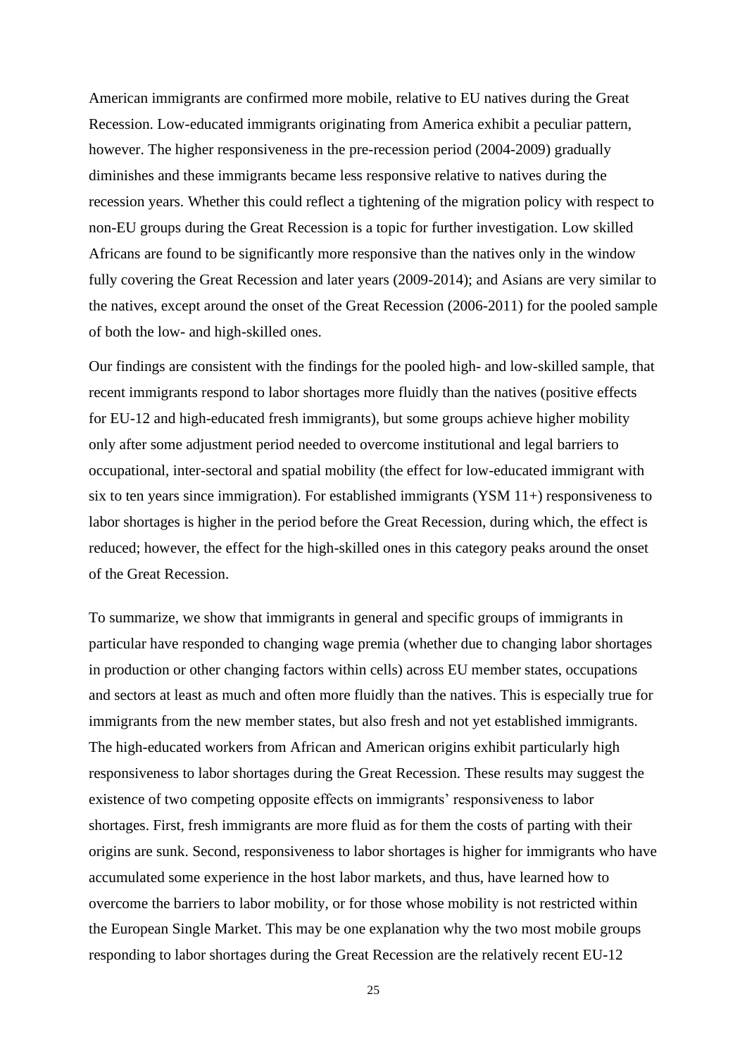American immigrants are confirmed more mobile, relative to EU natives during the Great Recession. Low-educated immigrants originating from America exhibit a peculiar pattern, however. The higher responsiveness in the pre-recession period (2004-2009) gradually diminishes and these immigrants became less responsive relative to natives during the recession years. Whether this could reflect a tightening of the migration policy with respect to non-EU groups during the Great Recession is a topic for further investigation. Low skilled Africans are found to be significantly more responsive than the natives only in the window fully covering the Great Recession and later years (2009-2014); and Asians are very similar to the natives, except around the onset of the Great Recession (2006-2011) for the pooled sample of both the low- and high-skilled ones.

Our findings are consistent with the findings for the pooled high- and low-skilled sample, that recent immigrants respond to labor shortages more fluidly than the natives (positive effects for EU-12 and high-educated fresh immigrants), but some groups achieve higher mobility only after some adjustment period needed to overcome institutional and legal barriers to occupational, inter-sectoral and spatial mobility (the effect for low-educated immigrant with six to ten years since immigration). For established immigrants (YSM 11+) responsiveness to labor shortages is higher in the period before the Great Recession, during which, the effect is reduced; however, the effect for the high-skilled ones in this category peaks around the onset of the Great Recession.

To summarize, we show that immigrants in general and specific groups of immigrants in particular have responded to changing wage premia (whether due to changing labor shortages in production or other changing factors within cells) across EU member states, occupations and sectors at least as much and often more fluidly than the natives. This is especially true for immigrants from the new member states, but also fresh and not yet established immigrants. The high-educated workers from African and American origins exhibit particularly high responsiveness to labor shortages during the Great Recession. These results may suggest the existence of two competing opposite effects on immigrants' responsiveness to labor shortages. First, fresh immigrants are more fluid as for them the costs of parting with their origins are sunk. Second, responsiveness to labor shortages is higher for immigrants who have accumulated some experience in the host labor markets, and thus, have learned how to overcome the barriers to labor mobility, or for those whose mobility is not restricted within the European Single Market. This may be one explanation why the two most mobile groups responding to labor shortages during the Great Recession are the relatively recent EU-12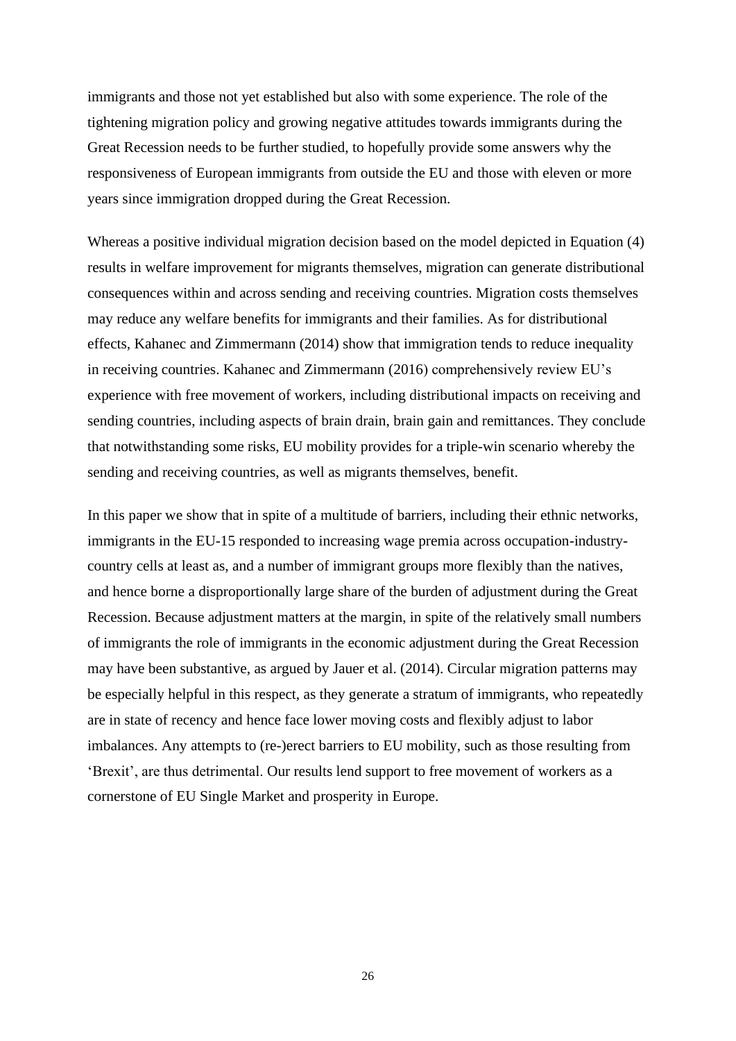immigrants and those not yet established but also with some experience. The role of the tightening migration policy and growing negative attitudes towards immigrants during the Great Recession needs to be further studied, to hopefully provide some answers why the responsiveness of European immigrants from outside the EU and those with eleven or more years since immigration dropped during the Great Recession.

Whereas a positive individual migration decision based on the model depicted in Equation (4) results in welfare improvement for migrants themselves, migration can generate distributional consequences within and across sending and receiving countries. Migration costs themselves may reduce any welfare benefits for immigrants and their families. As for distributional effects, Kahanec and Zimmermann (2014) show that immigration tends to reduce inequality in receiving countries. Kahanec and Zimmermann (2016) comprehensively review EU's experience with free movement of workers, including distributional impacts on receiving and sending countries, including aspects of brain drain, brain gain and remittances. They conclude that notwithstanding some risks, EU mobility provides for a triple-win scenario whereby the sending and receiving countries, as well as migrants themselves, benefit.

In this paper we show that in spite of a multitude of barriers, including their ethnic networks, immigrants in the EU-15 responded to increasing wage premia across occupation-industry-country cells at least as, and a number of immigrant groups more flexibly than the natives, and hence borne a disproportionally large share of the burden of adjustment during the Great Recession. Because adjustment matters at the margin, in spite of the relatively small numbers of immigrants the role of immigrants in the economic adjustment during the Great Recession may have been substantive, as argued by Jauer et al. (2014). Circular migration patterns may be especially helpful in this respect, as they generate a stratum of immigrants, who repeatedly are in state of recency and hence face lower moving costs and flexibly adjust to labor imbalances. Any attempts to (re-)erect barriers to EU mobility, such as those resulting from 'Brexit', are thus detrimental. Our results lend support to free movement of workers as a cornerstone of EU Single Market and prosperity in Europe.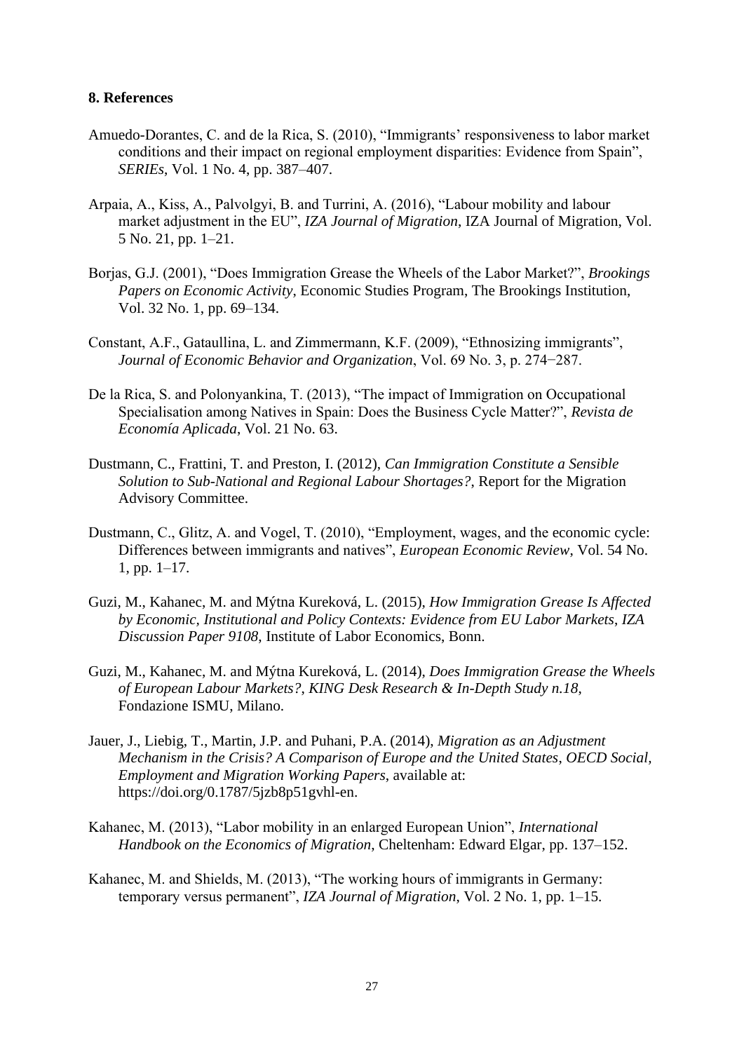**8. References**

Amuedo-Dorantes, C. and de la Rica, S. (2010), "Immigrants' responsiveness to labor market conditions and their impact on regional employment disparities: Evidence from Spain", *SERIEs*, Vol. 1 No. 4, pp. 387–407.

Arpaia, A., Kiss, A., Palvolgyi, B. and Turrini, A. (2016), "Labour mobility and labour market adjustment in the EU", *IZA Journal of Migration*, IZA Journal of Migration, Vol. 5 No. 21, pp. 1–21.

Borjas, G.J. (2001), "Does Immigration Grease the Wheels of the Labor Market?", *Brookings Papers on Economic Activity*, Economic Studies Program, The Brookings Institution, Vol. 32 No. 1, pp. 69–134.

Constant, A.F., Gataullina, L. and Zimmermann, K.F. (2009), "Ethnosizing immigrants", *Journal of Economic Behavior and Organization*, Vol. 69 No. 3, p. 274‒287.

De la Rica, S. and Polonyankina, T. (2013), "The impact of Immigration on Occupational Specialisation among Natives in Spain: Does the Business Cycle Matter?", *Revista de Economía Aplicada*, Vol. 21 No. 63.

Dustmann, C., Frattini, T. and Preston, I. (2012), *Can Immigration Constitute a Sensible Solution to Sub-National and Regional Labour Shortages?*, Report for the Migration Advisory Committee.

Dustmann, C., Glitz, A. and Vogel, T. (2010), "Employment, wages, and the economic cycle: Differences between immigrants and natives", *European Economic Review*, Vol. 54 No. 1, pp. 1–17.

Guzi, M., Kahanec, M. and Mýtna Kureková, L. (2015), *How Immigration Grease Is Affected by Economic, Institutional and Policy Contexts: Evidence from EU Labor Markets*, *IZA Discussion Paper 9108*, Institute of Labor Economics, Bonn.

Guzi, M., Kahanec, M. and Mýtna Kureková, L. (2014), *Does Immigration Grease the Wheels of European Labour Markets?*, *KING Desk Research & In-Depth Study n.18*, Fondazione ISMU, Milano.

Jauer, J., Liebig, T., Martin, J.P. and Puhani, P.A. (2014), *Migration as an Adjustment Mechanism in the Crisis? A Comparison of Europe and the United States*, *OECD Social, Employment and Migration Working Papers*, available at: https://doi.org/0.1787/5jzb8p51gvhl-en.

Kahanec, M. (2013), "Labor mobility in an enlarged European Union", *International Handbook on the Economics of Migration*, Cheltenham: Edward Elgar, pp. 137–152.

Kahanec, M. and Shields, M. (2013), "The working hours of immigrants in Germany: temporary versus permanent", *IZA Journal of Migration*, Vol. 2 No. 1, pp. 1–15.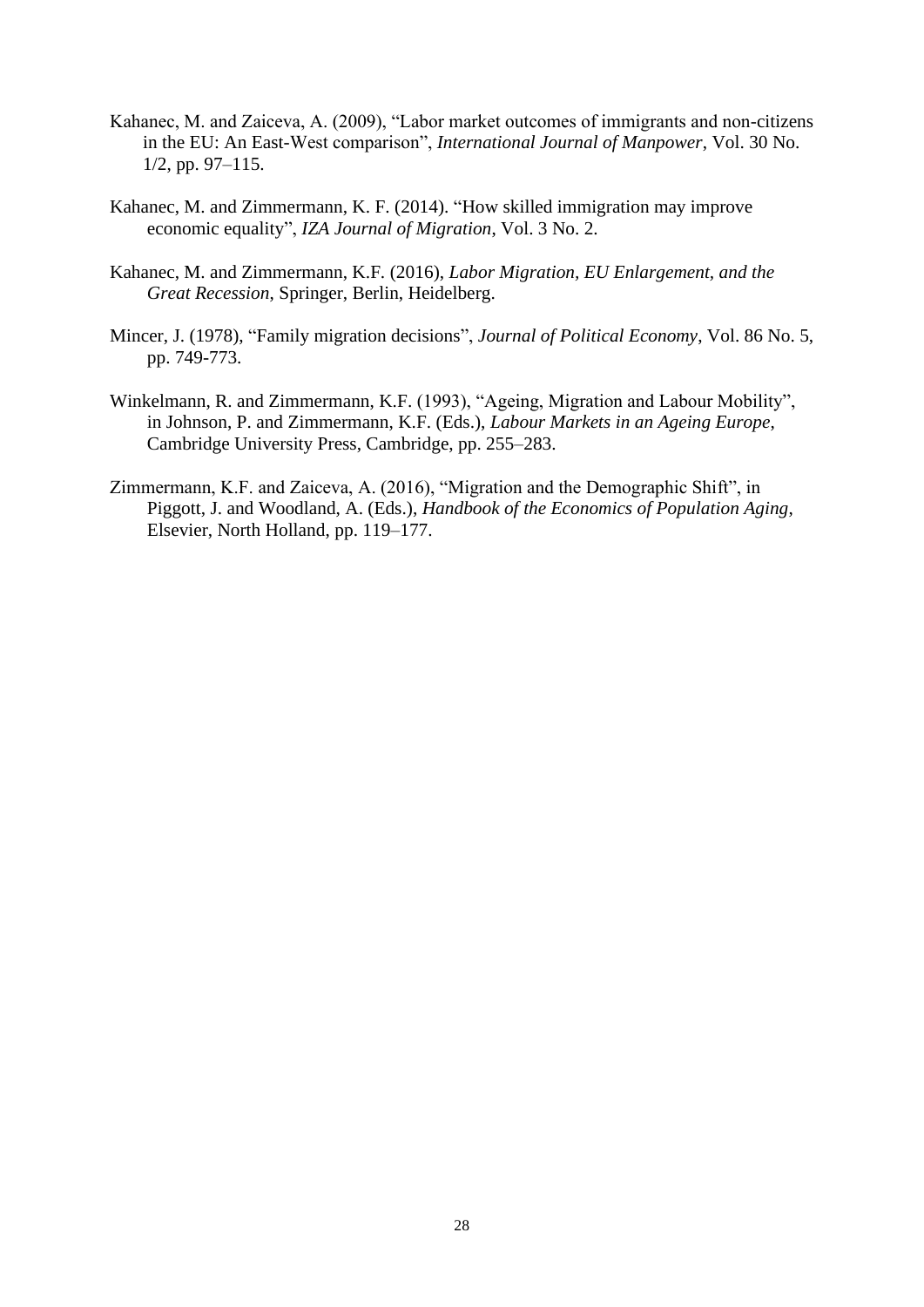Kahanec, M. and Zaiceva, A. (2009), "Labor market outcomes of immigrants and non-citizens in the EU: An East-West comparison", *International Journal of Manpower*, Vol. 30 No. 1/2, pp. 97–115.

Kahanec, M. and Zimmermann, K. F. (2014). "How skilled immigration may improve economic equality", *IZA Journal of Migration*, Vol. 3 No. 2.

Kahanec, M. and Zimmermann, K.F. (2016), *Labor Migration, EU Enlargement, and the Great Recession*, Springer, Berlin, Heidelberg.

Mincer, J. (1978), "Family migration decisions", *Journal of Political Economy*, Vol. 86 No. 5, pp. 749-773.

Winkelmann, R. and Zimmermann, K.F. (1993), "Ageing, Migration and Labour Mobility", in Johnson, P. and Zimmermann, K.F. (Eds.), *Labour Markets in an Ageing Europe*, Cambridge University Press, Cambridge, pp. 255–283.

Zimmermann, K.F. and Zaiceva, A. (2016), "Migration and the Demographic Shift", in Piggott, J. and Woodland, A. (Eds.), *Handbook of the Economics of Population Aging*, Elsevier, North Holland, pp. 119–177.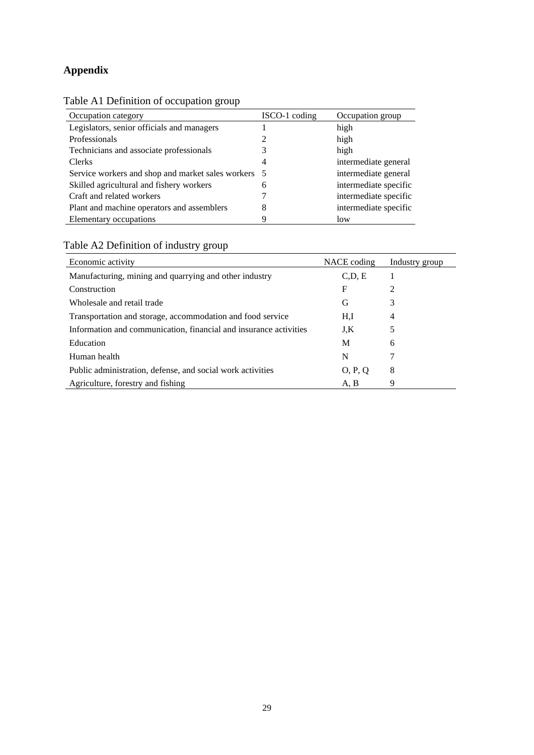# Appendix

Table A1 Definition of occupation group

| Occupation category | ISCO-1 coding | Occupation group |
|---|---|---|
| Legislators, senior officials and managers | 1 | high |
| Professionals | 2 | high |
| Technicians and associate professionals | 3 | high |
| Clerks | 4 | intermediate general |
| Service workers and shop and market sales workers | 5 | intermediate general |
| Skilled agricultural and fishery workers | 6 | intermediate specific |
| Craft and related workers | 7 | intermediate specific |
| Plant and machine operators and assemblers | 8 | intermediate specific |
| Elementary occupations | 9 | low |

Table A2 Definition of industry group

| Economic activity | NACE coding | Industry group |
|---|---|---|
| Manufacturing, mining and quarrying and other industry | C,D, E | 1 |
| Construction | F | 2 |
| Wholesale and retail trade | G | 3 |
| Transportation and storage, accommodation and food service | H,I | 4 |
| Information and communication, financial and insurance activities | J,K | 5 |
| Education | M | 6 |
| Human health | N | 7 |
| Public administration, defense, and social work activities | O, P, Q | 8 |
| Agriculture, forestry and fishing | A, B | 9 |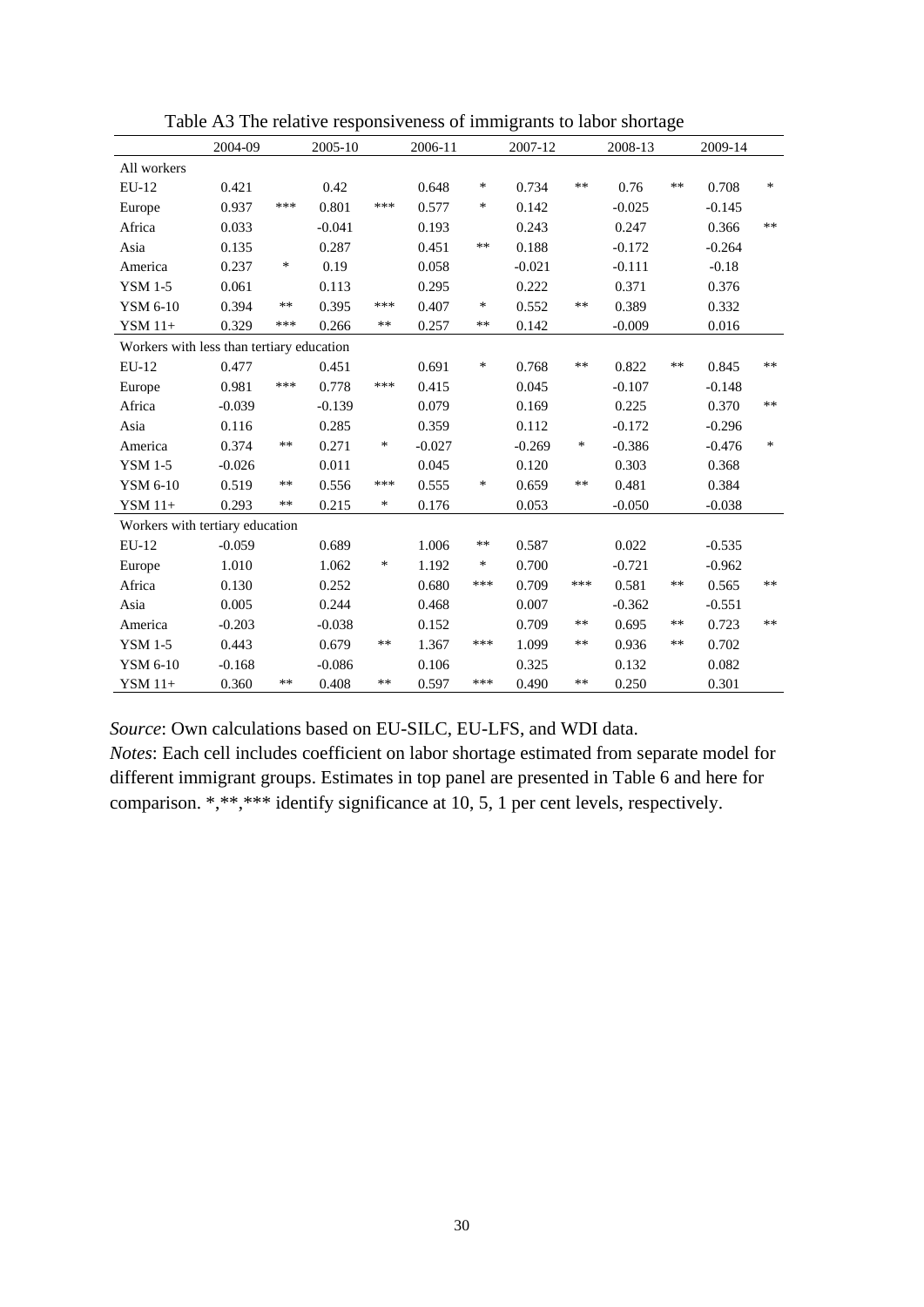Table A3 The relative responsiveness of immigrants to labor shortage

| | 2004-09 | | 2005-10 | | 2006-11 | | 2007-12 | | 2008-13 | | 2009-14 | |
|---|---|---|---|---|---|---|---|---|---|---|---|---|
| All workers | | | | | | | | | | | | |
| EU-12 | 0.421 | | 0.42 | | 0.648 | * | 0.734 | ** | 0.76 | ** | 0.708 | * |
| Europe | 0.937 | *** | 0.801 | *** | 0.577 | * | 0.142 | | -0.025 | | -0.145 | |
| Africa | 0.033 | | -0.041 | | 0.193 | | 0.243 | | 0.247 | | 0.366 | ** |
| Asia | 0.135 | | 0.287 | | 0.451 | ** | 0.188 | | -0.172 | | -0.264 | |
| America | 0.237 | * | 0.19 | | 0.058 | | -0.021 | | -0.111 | | -0.18 | |
| YSM 1-5 | 0.061 | | 0.113 | | 0.295 | | 0.222 | | 0.371 | | 0.376 | |
| YSM 6-10 | 0.394 | ** | 0.395 | *** | 0.407 | * | 0.552 | ** | 0.389 | | 0.332 | |
| YSM 11+ | 0.329 | *** | 0.266 | ** | 0.257 | ** | 0.142 | | -0.009 | | 0.016 | |
| Workers with less than tertiary education | | | | | | | | | | | | |
| EU-12 | 0.477 | | 0.451 | | 0.691 | * | 0.768 | ** | 0.822 | ** | 0.845 | ** |
| Europe | 0.981 | *** | 0.778 | *** | 0.415 | | 0.045 | | -0.107 | | -0.148 | |
| Africa | -0.039 | | -0.139 | | 0.079 | | 0.169 | | 0.225 | | 0.370 | ** |
| Asia | 0.116 | | 0.285 | | 0.359 | | 0.112 | | -0.172 | | -0.296 | |
| America | 0.374 | ** | 0.271 | * | -0.027 | | -0.269 | * | -0.386 | | -0.476 | * |
| YSM 1-5 | -0.026 | | 0.011 | | 0.045 | | 0.120 | | 0.303 | | 0.368 | |
| YSM 6-10 | 0.519 | ** | 0.556 | *** | 0.555 | * | 0.659 | ** | 0.481 | | 0.384 | |
| YSM 11+ | 0.293 | ** | 0.215 | * | 0.176 | | 0.053 | | -0.050 | | -0.038 | |
| Workers with tertiary education | | | | | | | | | | | | |
| EU-12 | -0.059 | | 0.689 | | 1.006 | ** | 0.587 | | 0.022 | | -0.535 | |
| Europe | 1.010 | | 1.062 | * | 1.192 | * | 0.700 | | -0.721 | | -0.962 | |
| Africa | 0.130 | | 0.252 | | 0.680 | *** | 0.709 | *** | 0.581 | ** | 0.565 | ** |
| Asia | 0.005 | | 0.244 | | 0.468 | | 0.007 | | -0.362 | | -0.551 | |
| America | -0.203 | | -0.038 | | 0.152 | | 0.709 | ** | 0.695 | ** | 0.723 | ** |
| YSM 1-5 | 0.443 | | 0.679 | ** | 1.367 | *** | 1.099 | ** | 0.936 | ** | 0.702 | |
| YSM 6-10 | -0.168 | | -0.086 | | 0.106 | | 0.325 | | 0.132 | | 0.082 | |
| YSM 11+ | 0.360 | ** | 0.408 | ** | 0.597 | *** | 0.490 | ** | 0.250 | | 0.301 | |

*Source*: Own calculations based on EU-SILC, EU-LFS, and WDI data.

*Notes*: Each cell includes coefficient on labor shortage estimated from separate model for different immigrant groups. Estimates in top panel are presented in Table 6 and here for comparison. *,**,*** identify significance at 10, 5, 1 per cent levels, respectively.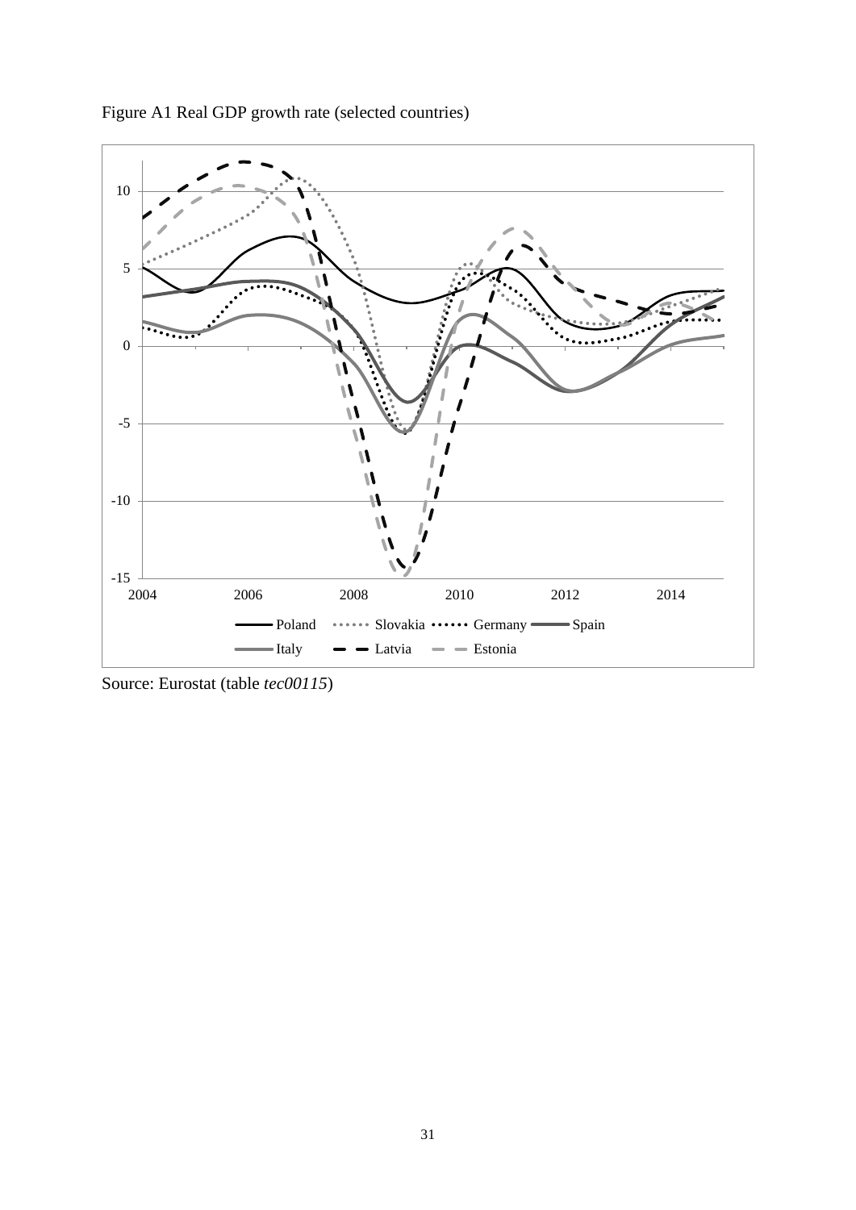Figure A1 Real GDP growth rate (selected countries)

10

5

0

-5

-10

-15

2004 2006 2008 2010 2012 2014

Poland Slovakia Germany Spain

Italy Latvia Estonia

Source: Eurostat (table *tec00115*)